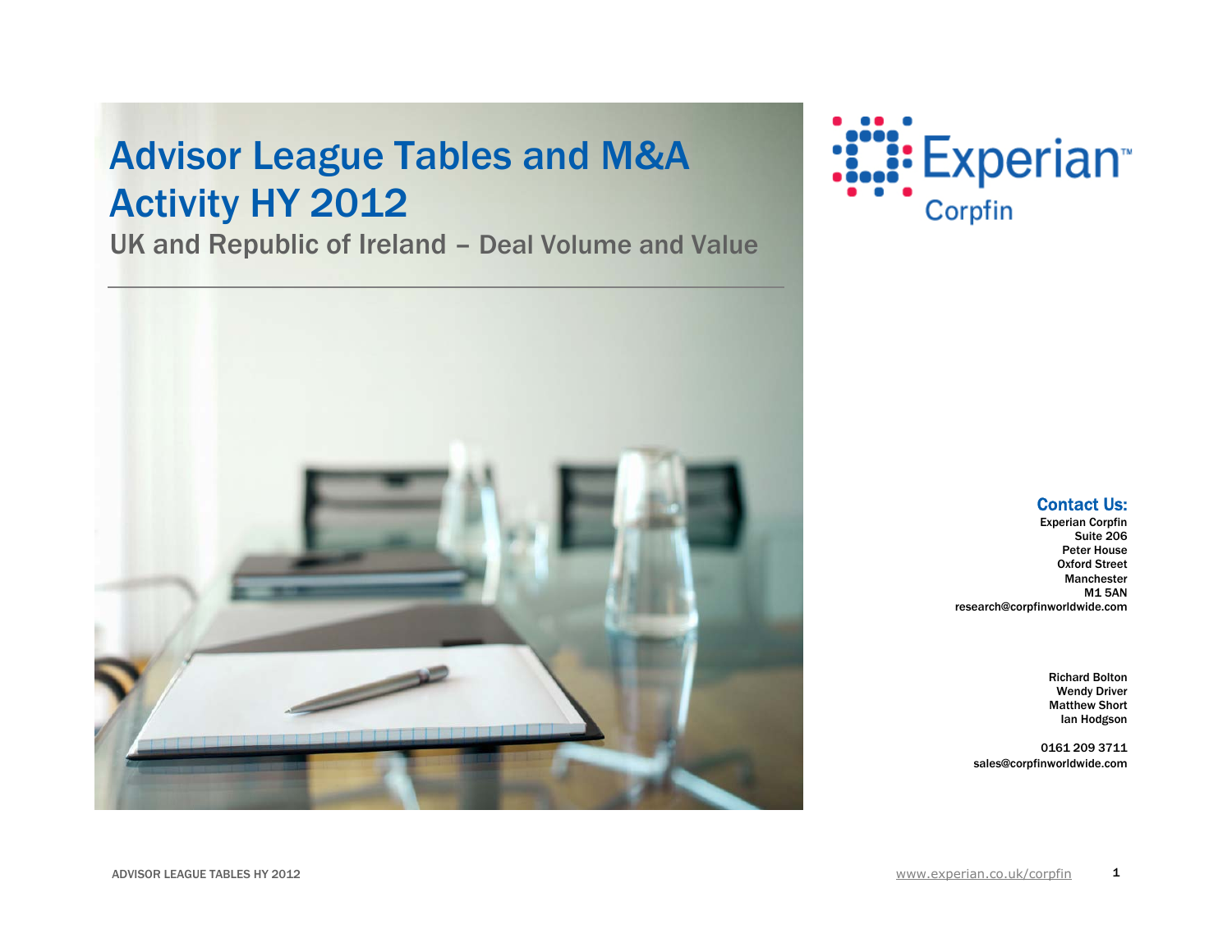# Advisor League Tables and M&A Activity HY 2012

## UK and Republic of Ireland – Deal Volume and Value

Experian Corpfin

### Contact Us:

Experian Corpfin
Suite 206
Peter House
Oxford Street
Manchester
M1 5AN
research@corpfinworldwide.com

Richard Bolton
Wendy Driver
Matthew Short
Ian Hodgson

0161 209 3711
sales@corpfinworldwide.com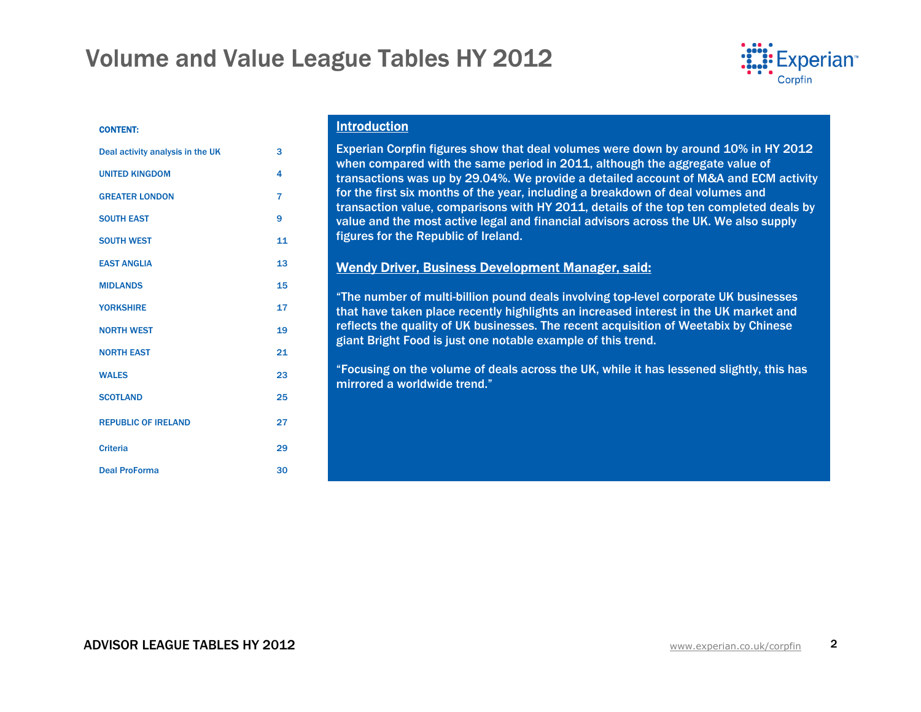# Volume and Value League Tables HY 2012

**CONTENT:**

| | |
|---|---|
| Deal activity analysis in the UK | 3 |
| UNITED KINGDOM | 4 |
| GREATER LONDON | 7 |
| SOUTH EAST | 9 |
| SOUTH WEST | 11 |
| EAST ANGLIA | 13 |
| MIDLANDS | 15 |
| YORKSHIRE | 17 |
| NORTH WEST | 19 |
| NORTH EAST | 21 |
| WALES | 23 |
| SCOTLAND | 25 |
| REPUBLIC OF IRELAND | 27 |
| Criteria | 29 |
| Deal ProForma | 30 |

## Introduction

Experian Corpfin figures show that deal volumes were down by around 10% in HY 2012 when compared with the same period in 2011, although the aggregate value of transactions was up by 29.04%. We provide a detailed account of M&A and ECM activity for the first six months of the year, including a breakdown of deal volumes and transaction value, comparisons with HY 2011, details of the top ten completed deals by value and the most active legal and financial advisors across the UK. We also supply figures for the Republic of Ireland.

## Wendy Driver, Business Development Manager, said:

“The number of multi-billion pound deals involving top-level corporate UK businesses that have taken place recently highlights an increased interest in the UK market and reflects the quality of UK businesses. The recent acquisition of Weetabix by Chinese giant Bright Food is just one notable example of this trend.

“Focusing on the volume of deals across the UK, while it has lessened slightly, this has mirrored a worldwide trend.”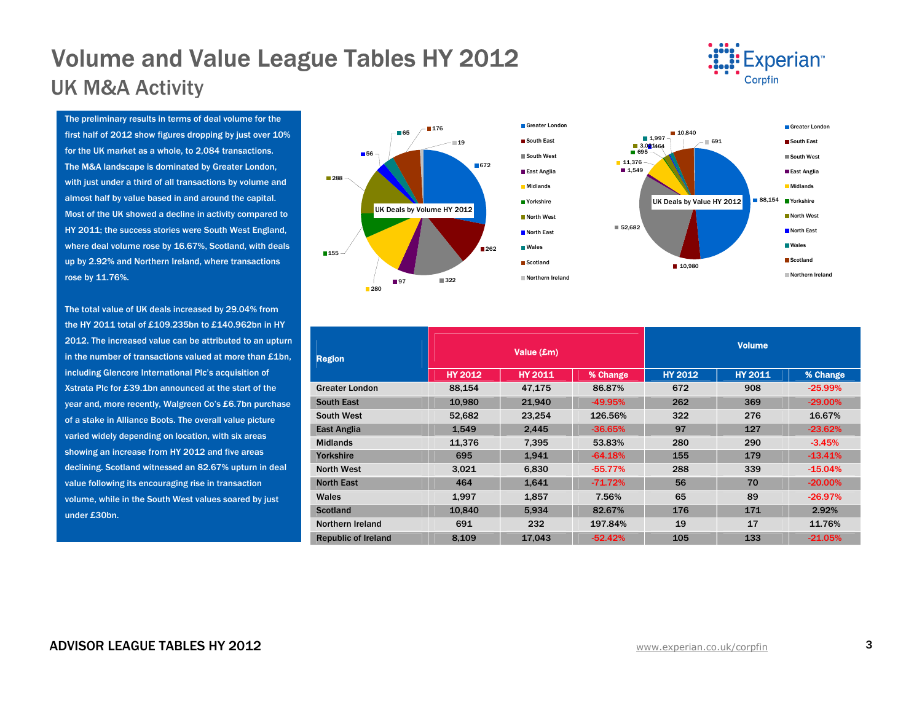# Volume and Value League Tables HY 2012

## UK M&A Activity

The preliminary results in terms of deal volume for the first half of 2012 show figures dropping by just over 10% for the UK market as a whole, to 2,084 transactions. The M&A landscape is dominated by Greater London, with just under a third of all transactions by volume and almost half by value based in and around the capital. Most of the UK showed a decline in activity compared to HY 2011; the success stories were South West England, where deal volume rose by 16.67%, Scotland, with deals up by 2.92% and Northern Ireland, where transactions rose by 11.76%.

The total value of UK deals increased by 29.04% from the HY 2011 total of £109.235bn to £140.962bn in HY 2012. The increased value can be attributed to an upturn in the number of transactions valued at more than £1bn, including Glencore International Plc's acquisition of Xstrata Plc for £39.1bn announced at the start of the year and, more recently, Walgreen Co's £6.7bn purchase of a stake in Alliance Boots. The overall value picture varied widely depending on location, with six areas showing an increase from HY 2012 and five areas declining. Scotland witnessed an 82.67% upturn in deal value following its encouraging rise in transaction volume, while in the South West values soared by just under £30bn.

**UK Deals by Volume HY 2012**

| Region | Volume |
|---|---|
| Greater London | 672 |
| South East | 262 |
| South West | 322 |
| East Anglia | 97 |
| Midlands | 280 |
| Yorkshire | 155 |
| North West | 288 |
| North East | 56 |
| Wales | 65 |
| Scotland | 176 |
| Northern Ireland | 19 |

**UK Deals by Value HY 2012**

| Region | Value |
|---|---|
| Greater London | 88,154 |
| South East | 10,980 |
| South West | 52,682 |
| East Anglia | 1,549 |
| Midlands | 11,376 |
| Yorkshire | 695 |
| North West | 3,021 |
| North East | 464 |
| Wales | 1,997 |
| Scotland | 10,840 |
| Northern Ireland | 691 |

| Region | Value (£m) | | | Volume | | |
|---|---|---|---|---|---|---|
| | HY 2012 | HY 2011 | % Change | HY 2012 | HY 2011 | % Change |
| Greater London | 88,154 | 47,175 | 86.87% | 672 | 908 | -25.99% |
| South East | 10,980 | 21,940 | -49.95% | 262 | 369 | -29.00% |
| South West | 52,682 | 23,254 | 126.56% | 322 | 276 | 16.67% |
| East Anglia | 1,549 | 2,445 | -36.65% | 97 | 127 | -23.62% |
| Midlands | 11,376 | 7,395 | 53.83% | 280 | 290 | -3.45% |
| Yorkshire | 695 | 1,941 | -64.18% | 155 | 179 | -13.41% |
| North West | 3,021 | 6,830 | -55.77% | 288 | 339 | -15.04% |
| North East | 464 | 1,641 | -71.72% | 56 | 70 | -20.00% |
| Wales | 1,997 | 1,857 | 7.56% | 65 | 89 | -26.97% |
| Scotland | 10,840 | 5,934 | 82.67% | 176 | 171 | 2.92% |
| Northern Ireland | 691 | 232 | 197.84% | 19 | 17 | 11.76% |
| Republic of Ireland | 8,109 | 17,043 | -52.42% | 105 | 133 | -21.05% |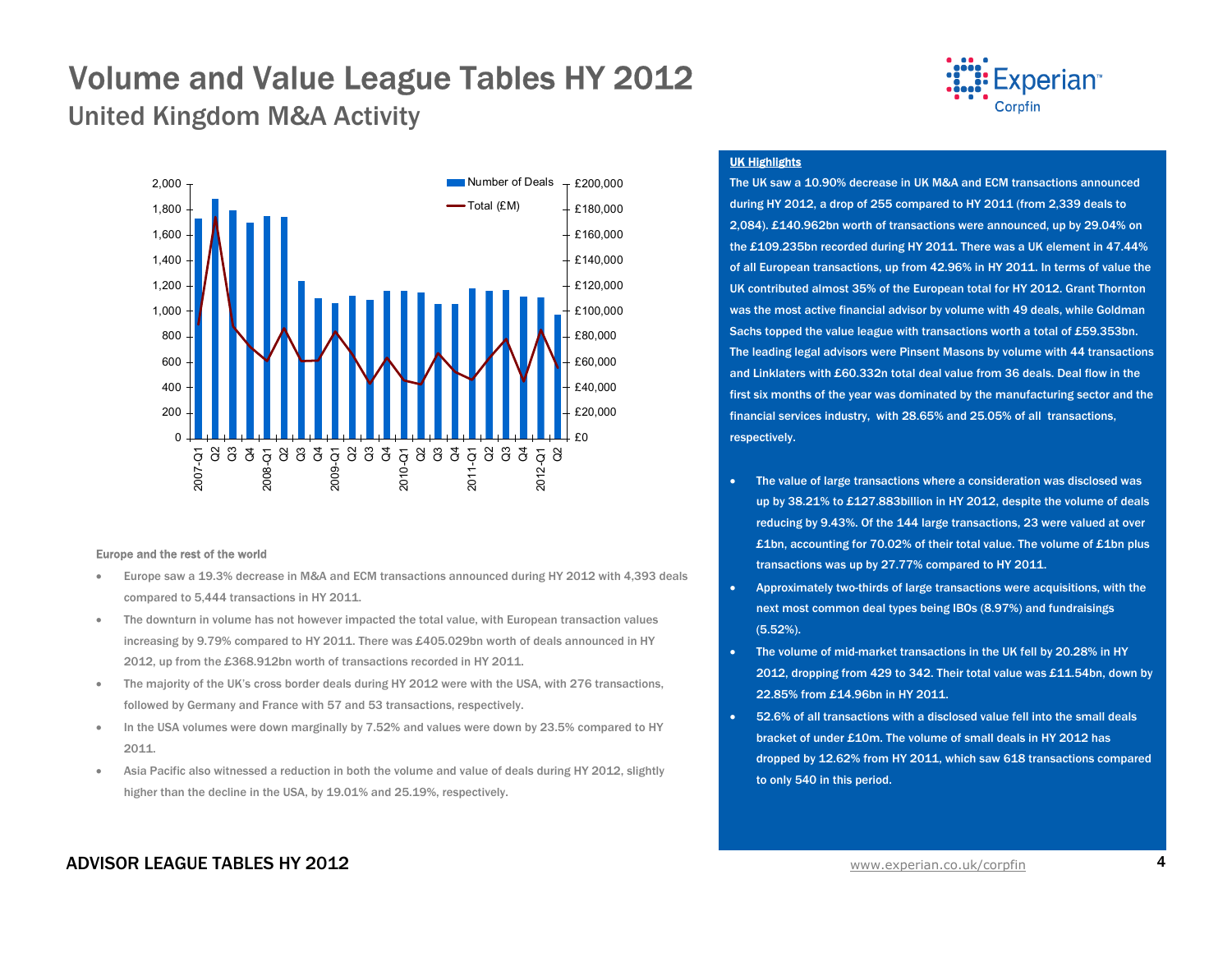# Volume and Value League Tables HY 2012

## United Kingdom M&A Activity

### UK Highlights

The UK saw a 10.90% decrease in UK M&A and ECM transactions announced during HY 2012, a drop of 255 compared to HY 2011 (from 2,339 deals to 2,084). £140.962bn worth of transactions were announced, up by 29.04% on the £109.235bn recorded during HY 2011. There was a UK element in 47.44% of all European transactions, up from 42.96% in HY 2011. In terms of value the UK contributed almost 35% of the European total for HY 2012. Grant Thornton was the most active financial advisor by volume with 49 deals, while Goldman Sachs topped the value league with transactions worth a total of £59.353bn. The leading legal advisors were Pinsent Masons by volume with 44 transactions and Linklaters with £60.332n total deal value from 36 deals. Deal flow in the first six months of the year was dominated by the manufacturing sector and the financial services industry, with 28.65% and 25.05% of all transactions, respectively.

- The value of large transactions where a consideration was disclosed was up by 38.21% to £127.883billion in HY 2012, despite the volume of deals reducing by 9.43%. Of the 144 large transactions, 23 were valued at over £1bn, accounting for 70.02% of their total value. The volume of £1bn plus transactions was up by 27.77% compared to HY 2011.
- Approximately two-thirds of large transactions were acquisitions, with the next most common deal types being IBOs (8.97%) and fundraisings (5.52%).
- The volume of mid-market transactions in the UK fell by 20.28% in HY 2012, dropping from 429 to 342. Their total value was £11.54bn, down by 22.85% from £14.96bn in HY 2011.
- 52.6% of all transactions with a disclosed value fell into the small deals bracket of under £10m. The volume of small deals in HY 2012 has dropped by 12.62% from HY 2011, which saw 618 transactions compared to only 540 in this period.

### Europe and the rest of the world

- Europe saw a 19.3% decrease in M&A and ECM transactions announced during HY 2012 with 4,393 deals compared to 5,444 transactions in HY 2011.
- The downturn in volume has not however impacted the total value, with European transaction values increasing by 9.79% compared to HY 2011. There was £405.029bn worth of deals announced in HY 2012, up from the £368.912bn worth of transactions recorded in HY 2011.
- The majority of the UK's cross border deals during HY 2012 were with the USA, with 276 transactions, followed by Germany and France with 57 and 53 transactions, respectively.
- In the USA volumes were down marginally by 7.52% and values were down by 23.5% compared to HY 2011.
- Asia Pacific also witnessed a reduction in both the volume and value of deals during HY 2012, slightly higher than the decline in the USA, by 19.01% and 25.19%, respectively.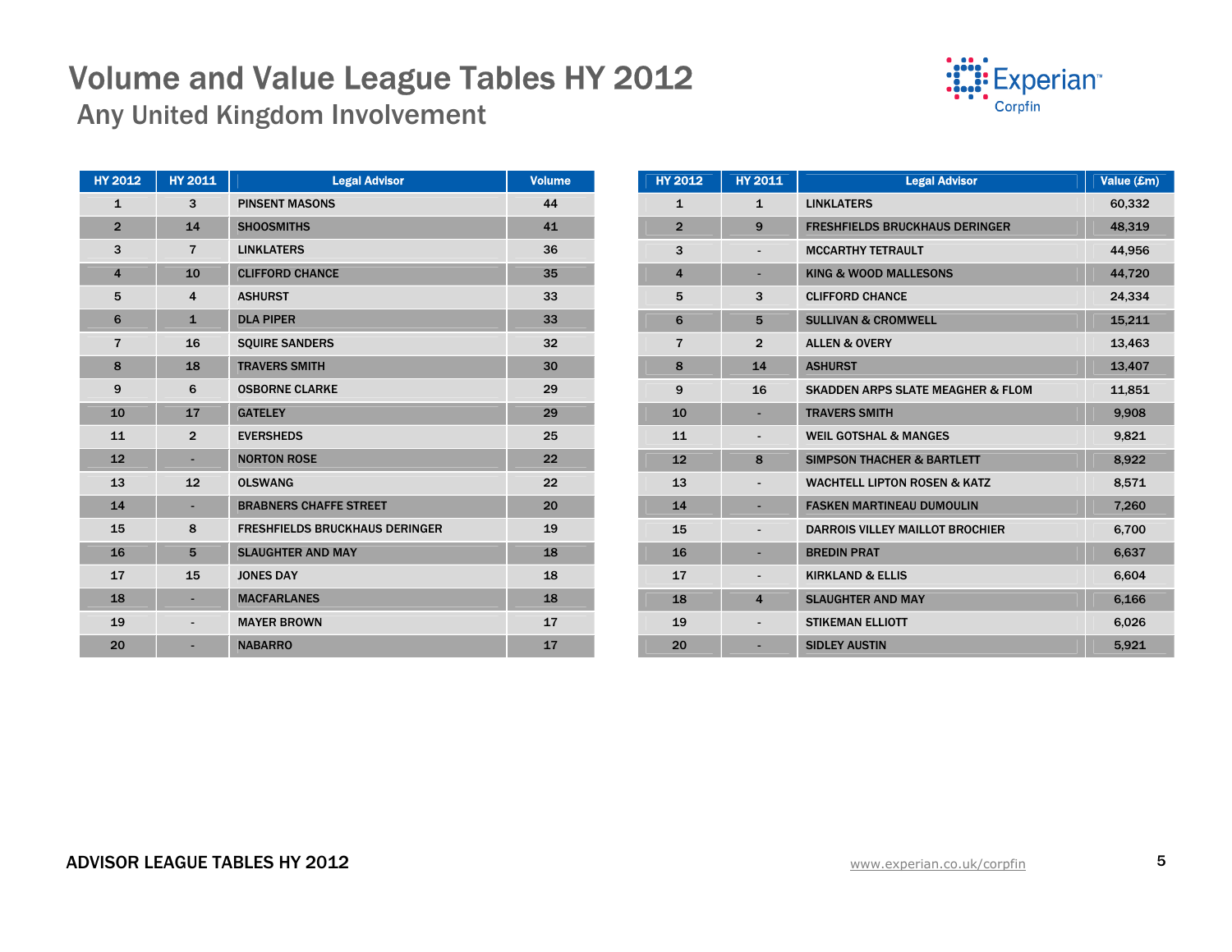# Volume and Value League Tables HY 2012

## Any United Kingdom Involvement

| HY 2012 | HY 2011 | Legal Advisor | Volume |
|---|---|---|---|
| 1 | 3 | PINSENT MASONS | 44 |
| 2 | 14 | SHOOSMITHS | 41 |
| 3 | 7 | LINKLATERS | 36 |
| 4 | 10 | CLIFFORD CHANCE | 35 |
| 5 | 4 | ASHURST | 33 |
| 6 | 1 | DLA PIPER | 33 |
| 7 | 16 | SQUIRE SANDERS | 32 |
| 8 | 18 | TRAVERS SMITH | 30 |
| 9 | 6 | OSBORNE CLARKE | 29 |
| 10 | 17 | GATELEY | 29 |
| 11 | 2 | EVERSHEDS | 25 |
| 12 | - | NORTON ROSE | 22 |
| 13 | 12 | OLSWANG | 22 |
| 14 | - | BRABNERS CHAFFE STREET | 20 |
| 15 | 8 | FRESHFIELDS BRUCKHAUS DERINGER | 19 |
| 16 | 5 | SLAUGHTER AND MAY | 18 |
| 17 | 15 | JONES DAY | 18 |
| 18 | - | MACFARLANES | 18 |
| 19 | - | MAYER BROWN | 17 |
| 20 | - | NABARRO | 17 |

| HY 2012 | HY 2011 | Legal Advisor | Value (£m) |
|---|---|---|---|
| 1 | 1 | LINKLATERS | 60,332 |
| 2 | 9 | FRESHFIELDS BRUCKHAUS DERINGER | 48,319 |
| 3 | - | MCCARTHY TETRAULT | 44,956 |
| 4 | - | KING & WOOD MALLESONS | 44,720 |
| 5 | 3 | CLIFFORD CHANCE | 24,334 |
| 6 | 5 | SULLIVAN & CROMWELL | 15,211 |
| 7 | 2 | ALLEN & OVERY | 13,463 |
| 8 | 14 | ASHURST | 13,407 |
| 9 | 16 | SKADDEN ARPS SLATE MEAGHER & FLOM | 11,851 |
| 10 | - | TRAVERS SMITH | 9,908 |
| 11 | - | WEIL GOTSHAL & MANGES | 9,821 |
| 12 | 8 | SIMPSON THACHER & BARTLETT | 8,922 |
| 13 | - | WACHTELL LIPTON ROSEN & KATZ | 8,571 |
| 14 | - | FASKEN MARTINEAU DUMOULIN | 7,260 |
| 15 | - | DARROIS VILLEY MAILLOT BROCHIER | 6,700 |
| 16 | - | BREDIN PRAT | 6,637 |
| 17 | - | KIRKLAND & ELLIS | 6,604 |
| 18 | 4 | SLAUGHTER AND MAY | 6,166 |
| 19 | - | STIKEMAN ELLIOTT | 6,026 |
| 20 | - | SIDLEY AUSTIN | 5,921 |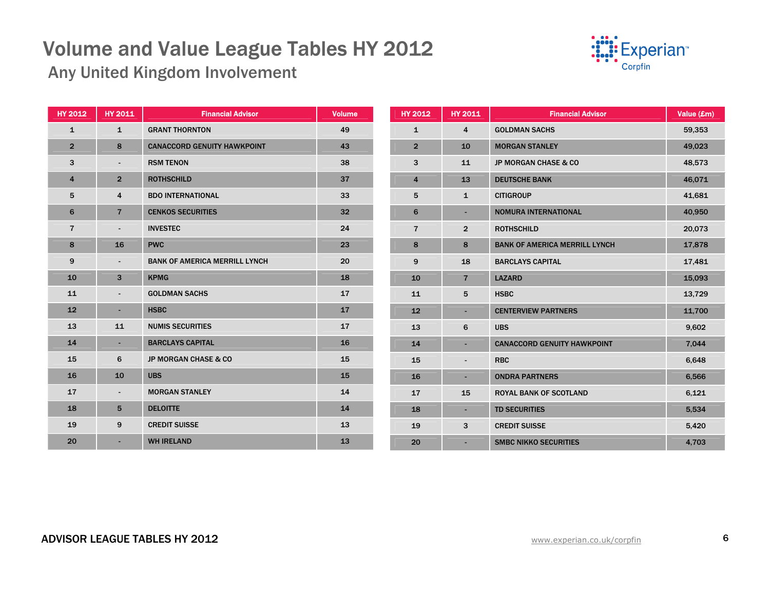# Volume and Value League Tables HY 2012

## Any United Kingdom Involvement

| HY 2012 | HY 2011 | Financial Advisor | Volume |
|---|---|---|---|
| 1 | 1 | GRANT THORNTON | 49 |
| 2 | 8 | CANACCORD GENUITY HAWKPOINT | 43 |
| 3 | - | RSM TENON | 38 |
| 4 | 2 | ROTHSCHILD | 37 |
| 5 | 4 | BDO INTERNATIONAL | 33 |
| 6 | 7 | CENKOS SECURITIES | 32 |
| 7 | - | INVESTEC | 24 |
| 8 | 16 | PWC | 23 |
| 9 | - | BANK OF AMERICA MERRILL LYNCH | 20 |
| 10 | 3 | KPMG | 18 |
| 11 | - | GOLDMAN SACHS | 17 |
| 12 | - | HSBC | 17 |
| 13 | 11 | NUMIS SECURITIES | 17 |
| 14 | - | BARCLAYS CAPITAL | 16 |
| 15 | 6 | JP MORGAN CHASE & CO | 15 |
| 16 | 10 | UBS | 15 |
| 17 | - | MORGAN STANLEY | 14 |
| 18 | 5 | DELOITTE | 14 |
| 19 | 9 | CREDIT SUISSE | 13 |
| 20 | - | WH IRELAND | 13 |

| HY 2012 | HY 2011 | Financial Advisor | Value (£m) |
|---|---|---|---|
| 1 | 4 | GOLDMAN SACHS | 59,353 |
| 2 | 10 | MORGAN STANLEY | 49,023 |
| 3 | 11 | JP MORGAN CHASE & CO | 48,573 |
| 4 | 13 | DEUTSCHE BANK | 46,071 |
| 5 | 1 | CITIGROUP | 41,681 |
| 6 | - | NOMURA INTERNATIONAL | 40,950 |
| 7 | 2 | ROTHSCHILD | 20,073 |
| 8 | 8 | BANK OF AMERICA MERRILL LYNCH | 17,878 |
| 9 | 18 | BARCLAYS CAPITAL | 17,481 |
| 10 | 7 | LAZARD | 15,093 |
| 11 | 5 | HSBC | 13,729 |
| 12 | - | CENTERVIEW PARTNERS | 11,700 |
| 13 | 6 | UBS | 9,602 |
| 14 | - | CANACCORD GENUITY HAWKPOINT | 7,044 |
| 15 | - | RBC | 6,648 |
| 16 | - | ONDRA PARTNERS | 6,566 |
| 17 | 15 | ROYAL BANK OF SCOTLAND | 6,121 |
| 18 | - | TD SECURITIES | 5,534 |
| 19 | 3 | CREDIT SUISSE | 5,420 |
| 20 | - | SMBC NIKKO SECURITIES | 4,703 |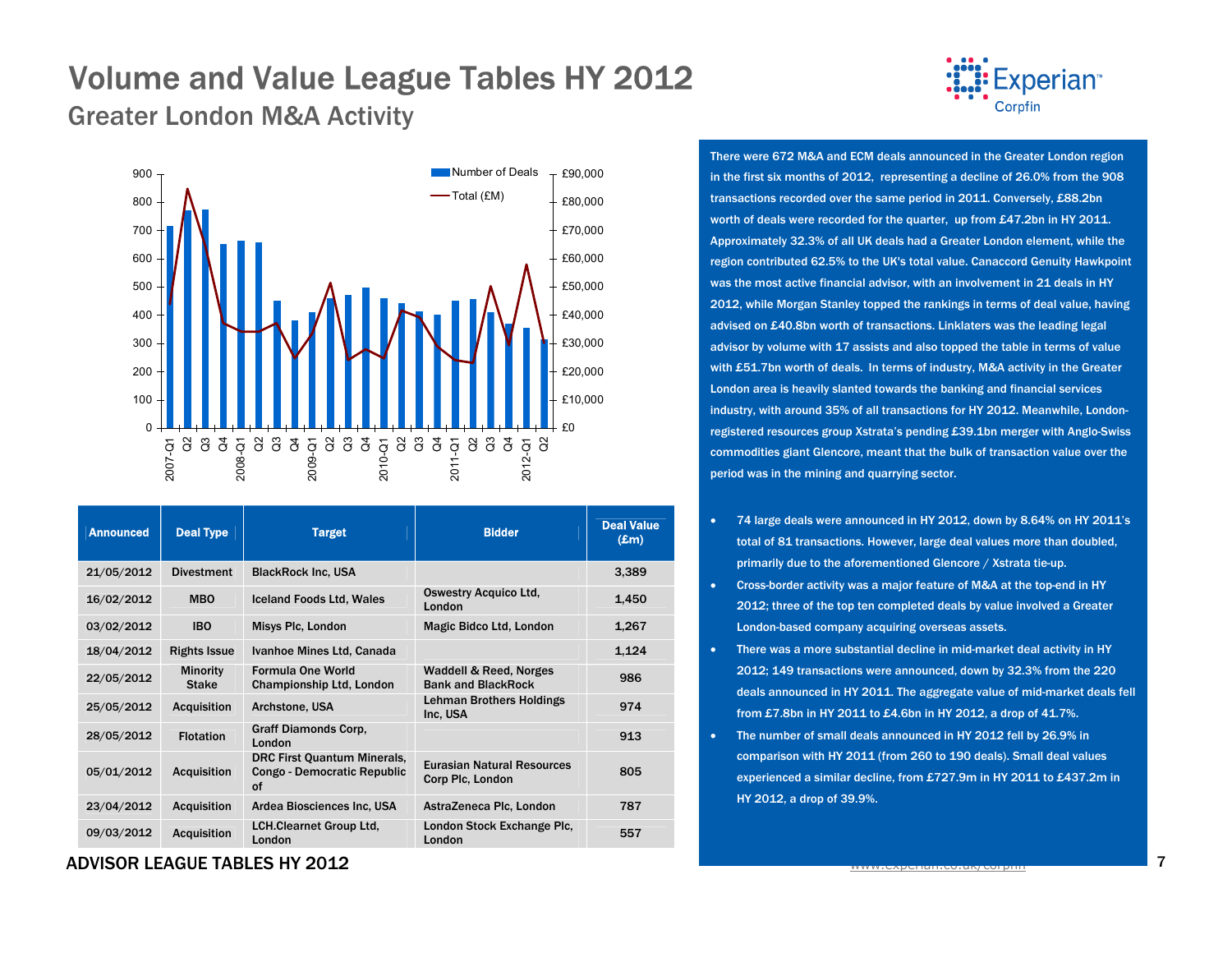# Volume and Value League Tables HY 2012

## Greater London M&A Activity

| Announced | Deal Type | Target | Bidder | Deal Value (£m) |
|---|---|---|---|---|
| 21/05/2012 | Divestment | BlackRock Inc, USA | | 3,389 |
| 16/02/2012 | MBO | Iceland Foods Ltd, Wales | Oswestry Acquico Ltd, London | 1,450 |
| 03/02/2012 | IBO | Misys Plc, London | Magic Bidco Ltd, London | 1,267 |
| 18/04/2012 | Rights Issue | Ivanhoe Mines Ltd, Canada | | 1,124 |
| 22/05/2012 | Minority Stake | Formula One World Championship Ltd, London | Waddell & Reed, Norges Bank and BlackRock | 986 |
| 25/05/2012 | Acquisition | Archstone, USA | Lehman Brothers Holdings Inc, USA | 974 |
| 28/05/2012 | Flotation | Graff Diamonds Corp, London | | 913 |
| 05/01/2012 | Acquisition | DRC First Quantum Minerals, Congo - Democratic Republic of | Eurasian Natural Resources Corp Plc, London | 805 |
| 23/04/2012 | Acquisition | Ardea Biosciences Inc, USA | AstraZeneca Plc, London | 787 |
| 09/03/2012 | Acquisition | LCH.Clearnet Group Ltd, London | London Stock Exchange Plc, London | 557 |

There were 672 M&A and ECM deals announced in the Greater London region in the first six months of 2012, representing a decline of 26.0% from the 908 transactions recorded over the same period in 2011. Conversely, £88.2bn worth of deals were recorded for the quarter, up from £47.2bn in HY 2011. Approximately 32.3% of all UK deals had a Greater London element, while the region contributed 62.5% to the UK's total value. Canaccord Genuity Hawkpoint was the most active financial advisor, with an involvement in 21 deals in HY 2012, while Morgan Stanley topped the rankings in terms of deal value, having advised on £40.8bn worth of transactions. Linklaters was the leading legal advisor by volume with 17 assists and also topped the table in terms of value with £51.7bn worth of deals. In terms of industry, M&A activity in the Greater London area is heavily slanted towards the banking and financial services industry, with around 35% of all transactions for HY 2012. Meanwhile, London-registered resources group Xstrata's pending £39.1bn merger with Anglo-Swiss commodities giant Glencore, meant that the bulk of transaction value over the period was in the mining and quarrying sector.

- 74 large deals were announced in HY 2012, down by 8.64% on HY 2011's total of 81 transactions. However, large deal values more than doubled, primarily due to the aforementioned Glencore / Xstrata tie-up.
- Cross-border activity was a major feature of M&A at the top-end in HY 2012; three of the top ten completed deals by value involved a Greater London-based company acquiring overseas assets.
- There was a more substantial decline in mid-market deal activity in HY 2012; 149 transactions were announced, down by 32.3% from the 220 deals announced in HY 2011. The aggregate value of mid-market deals fell from £7.8bn in HY 2011 to £4.6bn in HY 2012, a drop of 41.7%.
- The number of small deals announced in HY 2012 fell by 26.9% in comparison with HY 2011 (from 260 to 190 deals). Small deal values experienced a similar decline, from £727.9m in HY 2011 to £437.2m in HY 2012, a drop of 39.9%.

ADVISOR LEAGUE TABLES HY 2012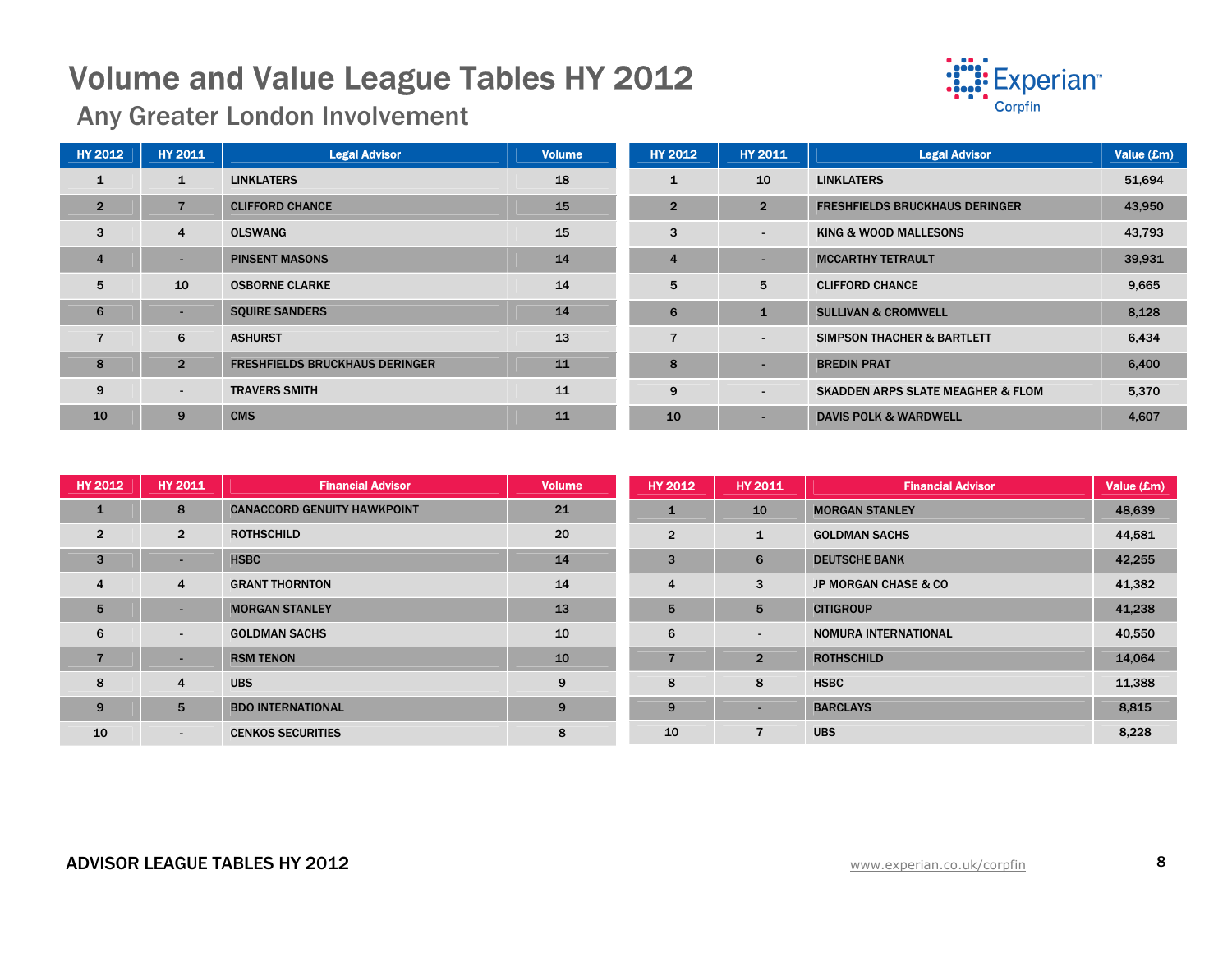# Volume and Value League Tables HY 2012

## Any Greater London Involvement

| HY 2012 | HY 2011 | Legal Advisor | Volume |
|---|---|---|---|
| 1 | 1 | LINKLATERS | 18 |
| 2 | 7 | CLIFFORD CHANCE | 15 |
| 3 | 4 | OLSWANG | 15 |
| 4 | - | PINSENT MASONS | 14 |
| 5 | 10 | OSBORNE CLARKE | 14 |
| 6 | - | SQUIRE SANDERS | 14 |
| 7 | 6 | ASHURST | 13 |
| 8 | 2 | FRESHFIELDS BRUCKHAUS DERINGER | 11 |
| 9 | - | TRAVERS SMITH | 11 |
| 10 | 9 | CMS | 11 |

| HY 2012 | HY 2011 | Legal Advisor | Value (£m) |
|---|---|---|---|
| 1 | 10 | LINKLATERS | 51,694 |
| 2 | 2 | FRESHFIELDS BRUCKHAUS DERINGER | 43,950 |
| 3 | - | KING & WOOD MALLESONS | 43,793 |
| 4 | - | MCCARTHY TETRAULT | 39,931 |
| 5 | 5 | CLIFFORD CHANCE | 9,665 |
| 6 | 1 | SULLIVAN & CROMWELL | 8,128 |
| 7 | - | SIMPSON THACHER & BARTLETT | 6,434 |
| 8 | - | BREDIN PRAT | 6,400 |
| 9 | - | SKADDEN ARPS SLATE MEAGHER & FLOM | 5,370 |
| 10 | - | DAVIS POLK & WARDWELL | 4,607 |

| HY 2012 | HY 2011 | Financial Advisor | Volume |
|---|---|---|---|
| 1 | 8 | CANACCORD GENUITY HAWKPOINT | 21 |
| 2 | 2 | ROTHSCHILD | 20 |
| 3 | - | HSBC | 14 |
| 4 | 4 | GRANT THORNTON | 14 |
| 5 | - | MORGAN STANLEY | 13 |
| 6 | - | GOLDMAN SACHS | 10 |
| 7 | - | RSM TENON | 10 |
| 8 | 4 | UBS | 9 |
| 9 | 5 | BDO INTERNATIONAL | 9 |
| 10 | - | CENKOS SECURITIES | 8 |

| HY 2012 | HY 2011 | Financial Advisor | Value (£m) |
|---|---|---|---|
| 1 | 10 | MORGAN STANLEY | 48,639 |
| 2 | 1 | GOLDMAN SACHS | 44,581 |
| 3 | 6 | DEUTSCHE BANK | 42,255 |
| 4 | 3 | JP MORGAN CHASE & CO | 41,382 |
| 5 | 5 | CITIGROUP | 41,238 |
| 6 | - | NOMURA INTERNATIONAL | 40,550 |
| 7 | 2 | ROTHSCHILD | 14,064 |
| 8 | 8 | HSBC | 11,388 |
| 9 | - | BARCLAYS | 8,815 |
| 10 | 7 | UBS | 8,228 |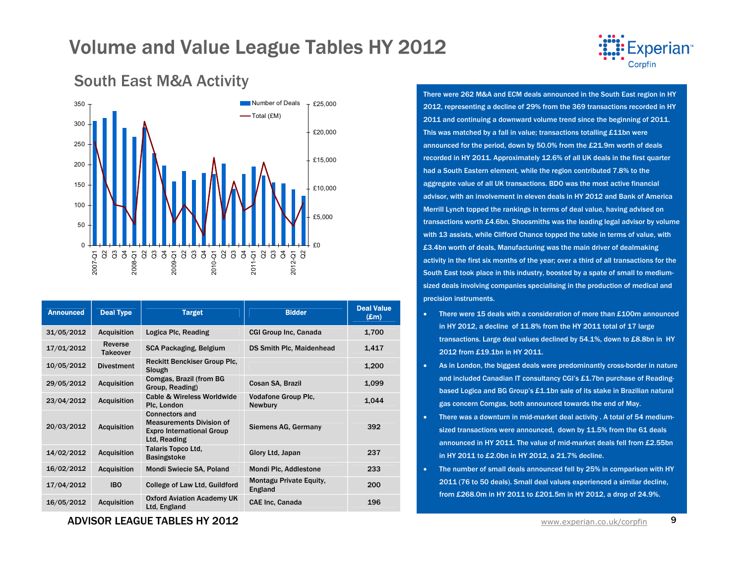# Volume and Value League Tables HY 2012

## South East M&A Activity

| Announced | Deal Type | Target | Bidder | Deal Value (£m) |
|---|---|---|---|---|
| 31/05/2012 | Acquisition | Logica Plc, Reading | CGI Group Inc, Canada | 1,700 |
| 17/01/2012 | Reverse Takeover | SCA Packaging, Belgium | DS Smith Plc, Maidenhead | 1,417 |
| 10/05/2012 | Divestment | Reckitt Benckiser Group Plc, Slough | | 1,200 |
| 29/05/2012 | Acquisition | Comgas, Brazil (from BG Group, Reading) | Cosan SA, Brazil | 1,099 |
| 23/04/2012 | Acquisition | Cable & Wireless Worldwide Plc, London | Vodafone Group Plc, Newbury | 1,044 |
| 20/03/2012 | Acquisition | Connectors and Measurements Division of Expro International Group Ltd, Reading | Siemens AG, Germany | 392 |
| 14/02/2012 | Acquisition | Talaris Topco Ltd, Basingstoke | Glory Ltd, Japan | 237 |
| 16/02/2012 | Acquisition | Mondi Swiecie SA, Poland | Mondi Plc, Addlestone | 233 |
| 17/04/2012 | IBO | College of Law Ltd, Guildford | Montagu Private Equity, England | 200 |
| 16/05/2012 | Acquisition | Oxford Aviation Academy UK Ltd, England | CAE Inc, Canada | 196 |

There were 262 M&A and ECM deals announced in the South East region in HY 2012, representing a decline of 29% from the 369 transactions recorded in HY 2011 and continuing a downward volume trend since the beginning of 2011. This was matched by a fall in value; transactions totalling £11bn were announced for the period, down by 50.0% from the £21.9m worth of deals recorded in HY 2011. Approximately 12.6% of all UK deals in the first quarter had a South Eastern element, while the region contributed 7.8% to the aggregate value of all UK transactions. BDO was the most active financial advisor, with an involvement in eleven deals in HY 2012 and Bank of America Merrill Lynch topped the rankings in terms of deal value, having advised on transactions worth £4.6bn. Shoosmiths was the leading legal advisor by volume with 13 assists, while Clifford Chance topped the table in terms of value, with £3.4bn worth of deals. Manufacturing was the main driver of dealmaking activity in the first six months of the year; over a third of all transactions for the South East took place in this industry, boosted by a spate of small to medium-sized deals involving companies specialising in the production of medical and precision instruments.

- There were 15 deals with a consideration of more than £100m announced in HY 2012, a decline of 11.8% from the HY 2011 total of 17 large transactions. Large deal values declined by 54.1%, down to £8.8bn in HY 2012 from £19.1bn in HY 2011.
- As in London, the biggest deals were predominantly cross-border in nature and included Canadian IT consultancy CGI's £1.7bn purchase of Reading-based Logica and BG Group's £1.1bn sale of its stake in Brazilian natural gas concern Comgas, both announced towards the end of May.
- There was a downturn in mid-market deal activity . A total of 54 medium-sized transactions were announced, down by 11.5% from the 61 deals announced in HY 2011. The value of mid-market deals fell from £2.55bn in HY 2011 to £2.0bn in HY 2012, a 21.7% decline.
- The number of small deals announced fell by 25% in comparison with HY 2011 (76 to 50 deals). Small deal values experienced a similar decline, from £268.0m in HY 2011 to £201.5m in HY 2012, a drop of 24.9%.

## ADVISOR LEAGUE TABLES HY 2012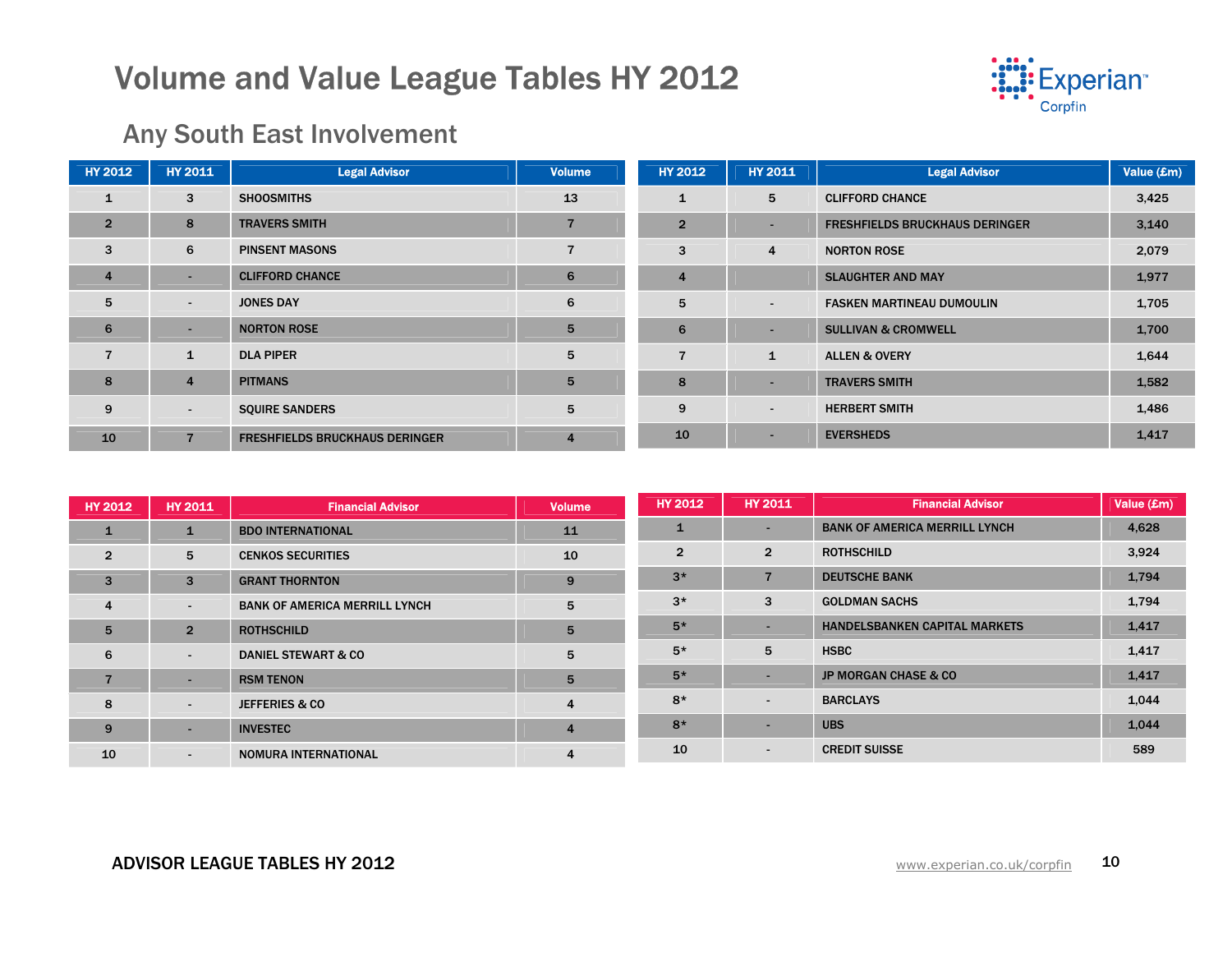# Volume and Value League Tables HY 2012

## Any South East Involvement

| HY 2012 | HY 2011 | Legal Advisor | Volume |
|---|---|---|---|
| 1 | 3 | SHOOSMITHS | 13 |
| 2 | 8 | TRAVERS SMITH | 7 |
| 3 | 6 | PINSENT MASONS | 7 |
| 4 | - | CLIFFORD CHANCE | 6 |
| 5 | - | JONES DAY | 6 |
| 6 | - | NORTON ROSE | 5 |
| 7 | 1 | DLA PIPER | 5 |
| 8 | 4 | PITMANS | 5 |
| 9 | - | SQUIRE SANDERS | 5 |
| 10 | 7 | FRESHFIELDS BRUCKHAUS DERINGER | 4 |

| HY 2012 | HY 2011 | Legal Advisor | Value (£m) |
|---|---|---|---|
| 1 | 5 | CLIFFORD CHANCE | 3,425 |
| 2 | - | FRESHFIELDS BRUCKHAUS DERINGER | 3,140 |
| 3 | 4 | NORTON ROSE | 2,079 |
| 4 | | SLAUGHTER AND MAY | 1,977 |
| 5 | - | FASKEN MARTINEAU DUMOULIN | 1,705 |
| 6 | - | SULLIVAN & CROMWELL | 1,700 |
| 7 | 1 | ALLEN & OVERY | 1,644 |
| 8 | - | TRAVERS SMITH | 1,582 |
| 9 | - | HERBERT SMITH | 1,486 |
| 10 | - | EVERSHEDS | 1,417 |

| HY 2012 | HY 2011 | Financial Advisor | Volume |
|---|---|---|---|
| 1 | 1 | BDO INTERNATIONAL | 11 |
| 2 | 5 | CENKOS SECURITIES | 10 |
| 3 | 3 | GRANT THORNTON | 9 |
| 4 | - | BANK OF AMERICA MERRILL LYNCH | 5 |
| 5 | 2 | ROTHSCHILD | 5 |
| 6 | - | DANIEL STEWART & CO | 5 |
| 7 | - | RSM TENON | 5 |
| 8 | - | JEFFERIES & CO | 4 |
| 9 | - | INVESTEC | 4 |
| 10 | - | NOMURA INTERNATIONAL | 4 |

| HY 2012 | HY 2011 | Financial Advisor | Value (£m) |
|---|---|---|---|
| 1 | - | BANK OF AMERICA MERRILL LYNCH | 4,628 |
| 2 | 2 | ROTHSCHILD | 3,924 |
| 3* | 7 | DEUTSCHE BANK | 1,794 |
| 3* | 3 | GOLDMAN SACHS | 1,794 |
| 5* | - | HANDELSBANKEN CAPITAL MARKETS | 1,417 |
| 5* | 5 | HSBC | 1,417 |
| 5* | - | JP MORGAN CHASE & CO | 1,417 |
| 8* | - | BARCLAYS | 1,044 |
| 8* | - | UBS | 1,044 |
| 10 | - | CREDIT SUISSE | 589 |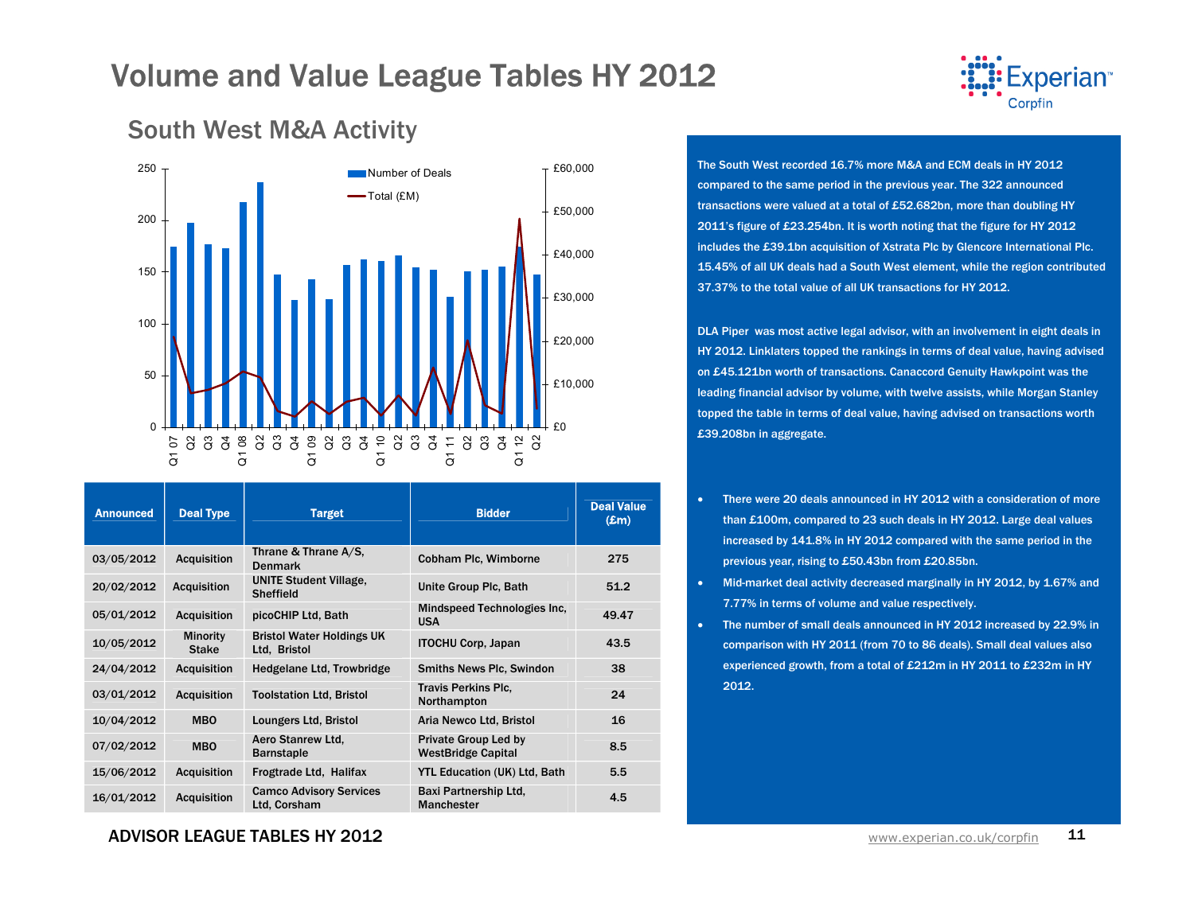# Volume and Value League Tables HY 2012

## South West M&A Activity

| Announced | Deal Type | Target | Bidder | Deal Value (£m) |
|---|---|---|---|---|
| 03/05/2012 | Acquisition | Thrane & Thrane A/S, Denmark | Cobham Plc, Wimborne | 275 |
| 20/02/2012 | Acquisition | UNITE Student Village, Sheffield | Unite Group Plc, Bath | 51.2 |
| 05/01/2012 | Acquisition | picoCHIP Ltd, Bath | Mindspeed Technologies Inc, USA | 49.47 |
| 10/05/2012 | Minority Stake | Bristol Water Holdings UK Ltd, Bristol | ITOCHU Corp, Japan | 43.5 |
| 24/04/2012 | Acquisition | Hedgelane Ltd, Trowbridge | Smiths News Plc, Swindon | 38 |
| 03/01/2012 | Acquisition | Toolstation Ltd, Bristol | Travis Perkins Plc, Northampton | 24 |
| 10/04/2012 | MBO | Loungers Ltd, Bristol | Aria Newco Ltd, Bristol | 16 |
| 07/02/2012 | MBO | Aero Stanrew Ltd, Barnstaple | Private Group Led by WestBridge Capital | 8.5 |
| 15/06/2012 | Acquisition | Frogtrade Ltd, Halifax | YTL Education (UK) Ltd, Bath | 5.5 |
| 16/01/2012 | Acquisition | Camco Advisory Services Ltd, Corsham | Baxi Partnership Ltd, Manchester | 4.5 |

The South West recorded 16.7% more M&A and ECM deals in HY 2012 compared to the same period in the previous year. The 322 announced transactions were valued at a total of £52.682bn, more than doubling HY 2011's figure of £23.254bn. It is worth noting that the figure for HY 2012 includes the £39.1bn acquisition of Xstrata Plc by Glencore International Plc. 15.45% of all UK deals had a South West element, while the region contributed 37.37% to the total value of all UK transactions for HY 2012.

DLA Piper was most active legal advisor, with an involvement in eight deals in HY 2012. Linklaters topped the rankings in terms of deal value, having advised on £45.121bn worth of transactions. Canaccord Genuity Hawkpoint was the leading financial advisor by volume, with twelve assists, while Morgan Stanley topped the table in terms of deal value, having advised on transactions worth £39.208bn in aggregate.

- There were 20 deals announced in HY 2012 with a consideration of more than £100m, compared to 23 such deals in HY 2012. Large deal values increased by 141.8% in HY 2012 compared with the same period in the previous year, rising to £50.43bn from £20.85bn.
- Mid-market deal activity decreased marginally in HY 2012, by 1.67% and 7.77% in terms of volume and value respectively.
- The number of small deals announced in HY 2012 increased by 22.9% in comparison with HY 2011 (from 70 to 86 deals). Small deal values also experienced growth, from a total of £212m in HY 2011 to £232m in HY 2012.

ADVISOR LEAGUE TABLES HY 2012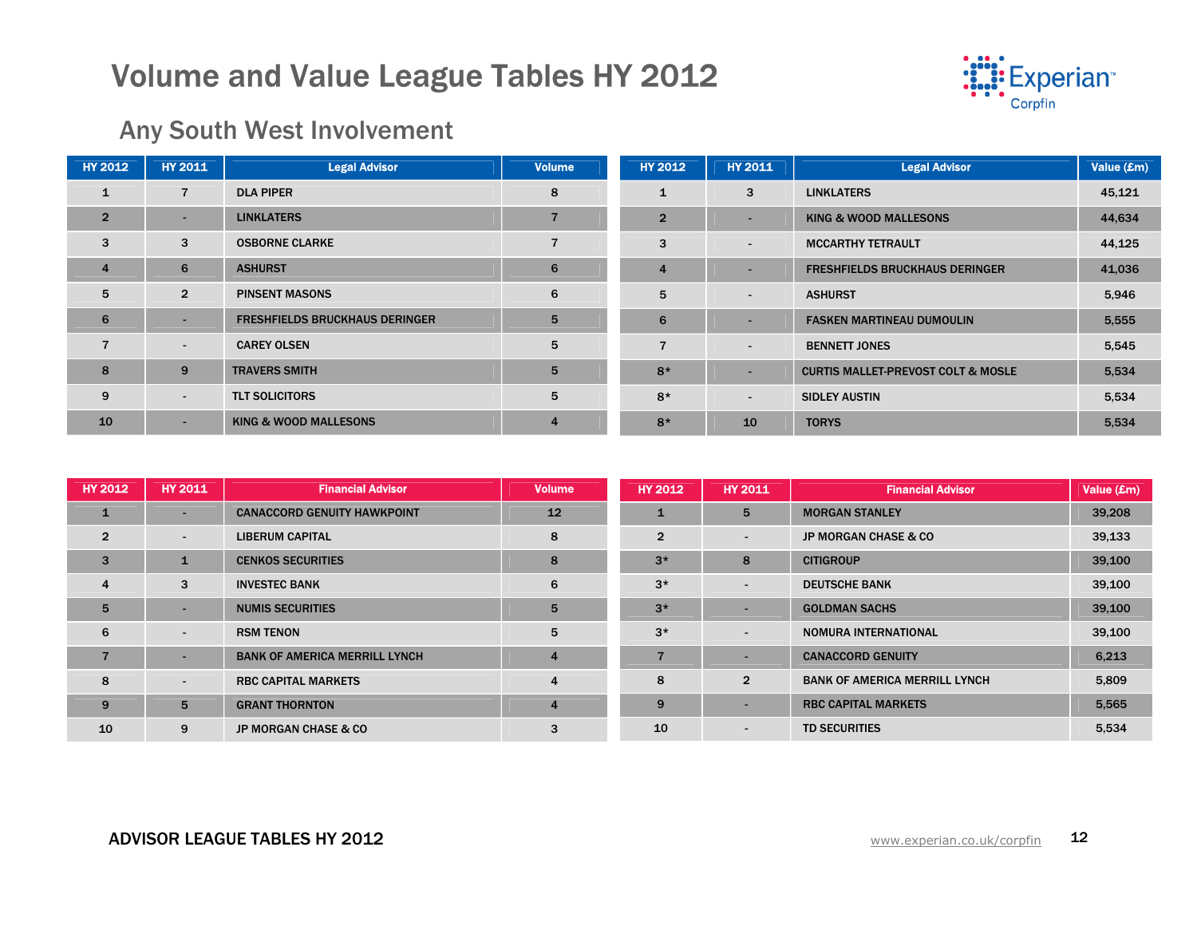# Volume and Value League Tables HY 2012

## Any South West Involvement

| HY 2012 | HY 2011 | Legal Advisor | Volume |
|---|---|---|---|
| 1 | 7 | DLA PIPER | 8 |
| 2 | - | LINKLATERS | 7 |
| 3 | 3 | OSBORNE CLARKE | 7 |
| 4 | 6 | ASHURST | 6 |
| 5 | 2 | PINSENT MASONS | 6 |
| 6 | - | FRESHFIELDS BRUCKHAUS DERINGER | 5 |
| 7 | - | CAREY OLSEN | 5 |
| 8 | 9 | TRAVERS SMITH | 5 |
| 9 | - | TLT SOLICITORS | 5 |
| 10 | - | KING & WOOD MALLESONS | 4 |

| HY 2012 | HY 2011 | Legal Advisor | Value (£m) |
|---|---|---|---|
| 1 | 3 | LINKLATERS | 45,121 |
| 2 | - | KING & WOOD MALLESONS | 44,634 |
| 3 | - | MCCARTHY TETRAULT | 44,125 |
| 4 | - | FRESHFIELDS BRUCKHAUS DERINGER | 41,036 |
| 5 | - | ASHURST | 5,946 |
| 6 | - | FASKEN MARTINEAU DUMOULIN | 5,555 |
| 7 | - | BENNETT JONES | 5,545 |
| 8* | - | CURTIS MALLET-PREVOST COLT & MOSLE | 5,534 |
| 8* | - | SIDLEY AUSTIN | 5,534 |
| 8* | 10 | TORYS | 5,534 |

| HY 2012 | HY 2011 | Financial Advisor | Volume |
|---|---|---|---|
| 1 | - | CANACCORD GENUITY HAWKPOINT | 12 |
| 2 | - | LIBERUM CAPITAL | 8 |
| 3 | 1 | CENKOS SECURITIES | 8 |
| 4 | 3 | INVESTEC BANK | 6 |
| 5 | - | NUMIS SECURITIES | 5 |
| 6 | - | RSM TENON | 5 |
| 7 | - | BANK OF AMERICA MERRILL LYNCH | 4 |
| 8 | - | RBC CAPITAL MARKETS | 4 |
| 9 | 5 | GRANT THORNTON | 4 |
| 10 | 9 | JP MORGAN CHASE & CO | 3 |

| HY 2012 | HY 2011 | Financial Advisor | Value (£m) |
|---|---|---|---|
| 1 | 5 | MORGAN STANLEY | 39,208 |
| 2 | - | JP MORGAN CHASE & CO | 39,133 |
| 3* | 8 | CITIGROUP | 39,100 |
| 3* | - | DEUTSCHE BANK | 39,100 |
| 3* | - | GOLDMAN SACHS | 39,100 |
| 3* | - | NOMURA INTERNATIONAL | 39,100 |
| 7 | - | CANACCORD GENUITY | 6,213 |
| 8 | 2 | BANK OF AMERICA MERRILL LYNCH | 5,809 |
| 9 | - | RBC CAPITAL MARKETS | 5,565 |
| 10 | - | TD SECURITIES | 5,534 |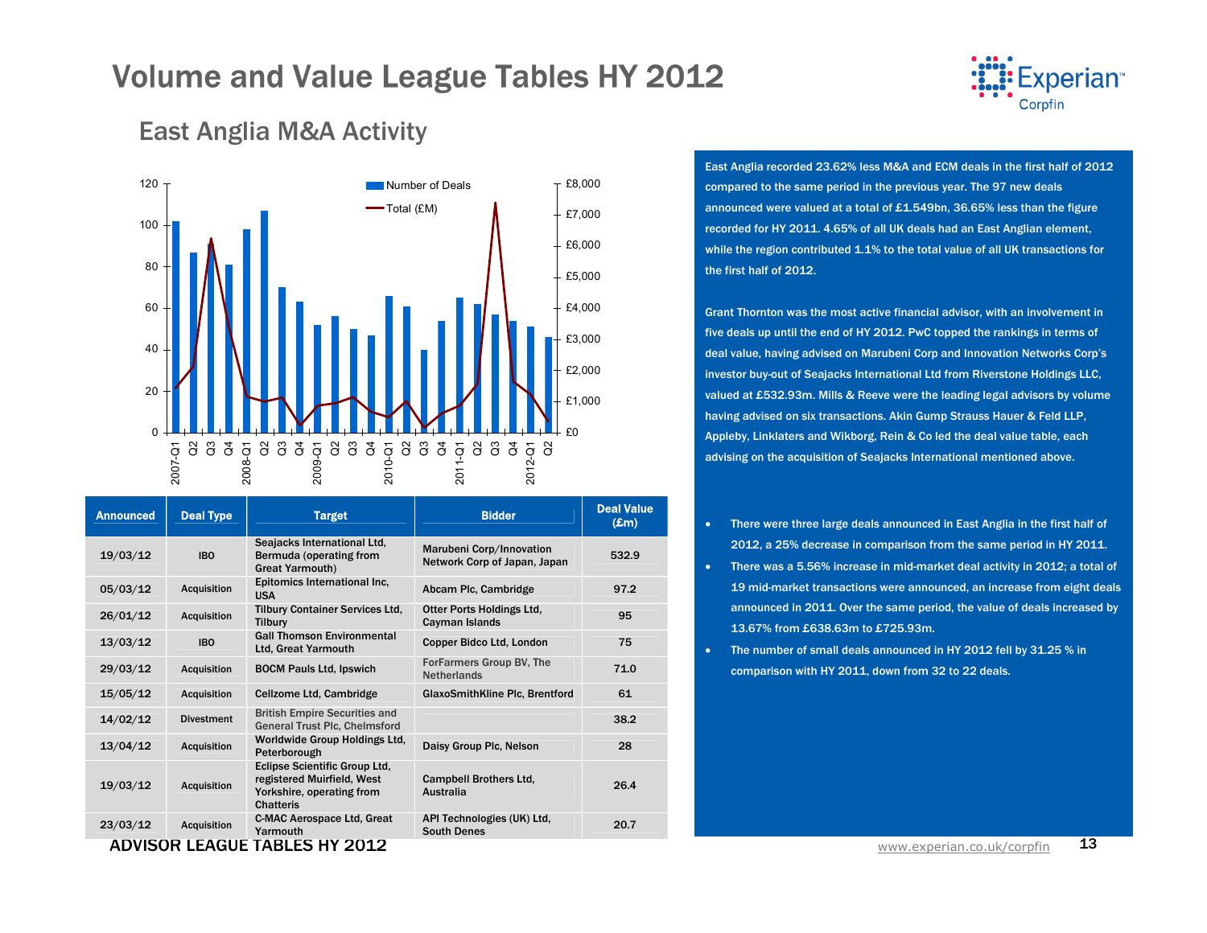# Volume and Value League Tables HY 2012

## East Anglia M&A Activity

| Announced | Deal Type | Target | Bidder | Deal Value (£m) |
|---|---|---|---|---|
| 19/03/12 | IBO | Seajacks International Ltd, Bermuda (operating from Great Yarmouth) | Marubeni Corp/Innovation Network Corp of Japan, Japan | 532.9 |
| 05/03/12 | Acquisition | Epitomics International Inc, USA | Abcam Plc, Cambridge | 97.2 |
| 26/01/12 | Acquisition | Tilbury Container Services Ltd, Tilbury | Otter Ports Holdings Ltd, Cayman Islands | 95 |
| 13/03/12 | IBO | Gall Thomson Environmental Ltd, Great Yarmouth | Copper Bidco Ltd, London | 75 |
| 29/03/12 | Acquisition | BOCM Pauls Ltd, Ipswich | ForFarmers Group BV, The Netherlands | 71.0 |
| 15/05/12 | Acquisition | Cellzome Ltd, Cambridge | GlaxoSmithKline Plc, Brentford | 61 |
| 14/02/12 | Divestment | British Empire Securities and General Trust Plc, Chelmsford | | 38.2 |
| 13/04/12 | Acquisition | Worldwide Group Holdings Ltd, Peterborough | Daisy Group Plc, Nelson | 28 |
| 19/03/12 | Acquisition | Eclipse Scientific Group Ltd, registered Muirfield, West Yorkshire, operating from Chatteris | Campbell Brothers Ltd, Australia | 26.4 |
| 23/03/12 | Acquisition | C-MAC Aerospace Ltd, Great Yarmouth | API Technologies (UK) Ltd, South Denes | 20.7 |

East Anglia recorded 23.62% less M&A and ECM deals in the first half of 2012 compared to the same period in the previous year. The 97 new deals announced were valued at a total of £1.549bn, 36.65% less than the figure recorded for HY 2011. 4.65% of all UK deals had an East Anglian element, while the region contributed 1.1% to the total value of all UK transactions for the first half of 2012.

Grant Thornton was the most active financial advisor, with an involvement in five deals up until the end of HY 2012. PwC topped the rankings in terms of deal value, having advised on Marubeni Corp and Innovation Networks Corp's investor buy-out of Seajacks International Ltd from Riverstone Holdings LLC, valued at £532.93m. Mills & Reeve were the leading legal advisors by volume having advised on six transactions. Akin Gump Strauss Hauer & Feld LLP, Appleby, Linklaters and Wikborg, Rein & Co led the deal value table, each advising on the acquisition of Seajacks International mentioned above.

- There were three large deals announced in East Anglia in the first half of 2012, a 25% decrease in comparison from the same period in HY 2011.
- There was a 5.56% increase in mid-market deal activity in 2012; a total of 19 mid-market transactions were announced, an increase from eight deals announced in 2011. Over the same period, the value of deals increased by 13.67% from £638.63m to £725.93m.
- The number of small deals announced in HY 2012 fell by 31.25 % in comparison with HY 2011, down from 32 to 22 deals.

ADVISOR LEAGUE TABLES HY 2012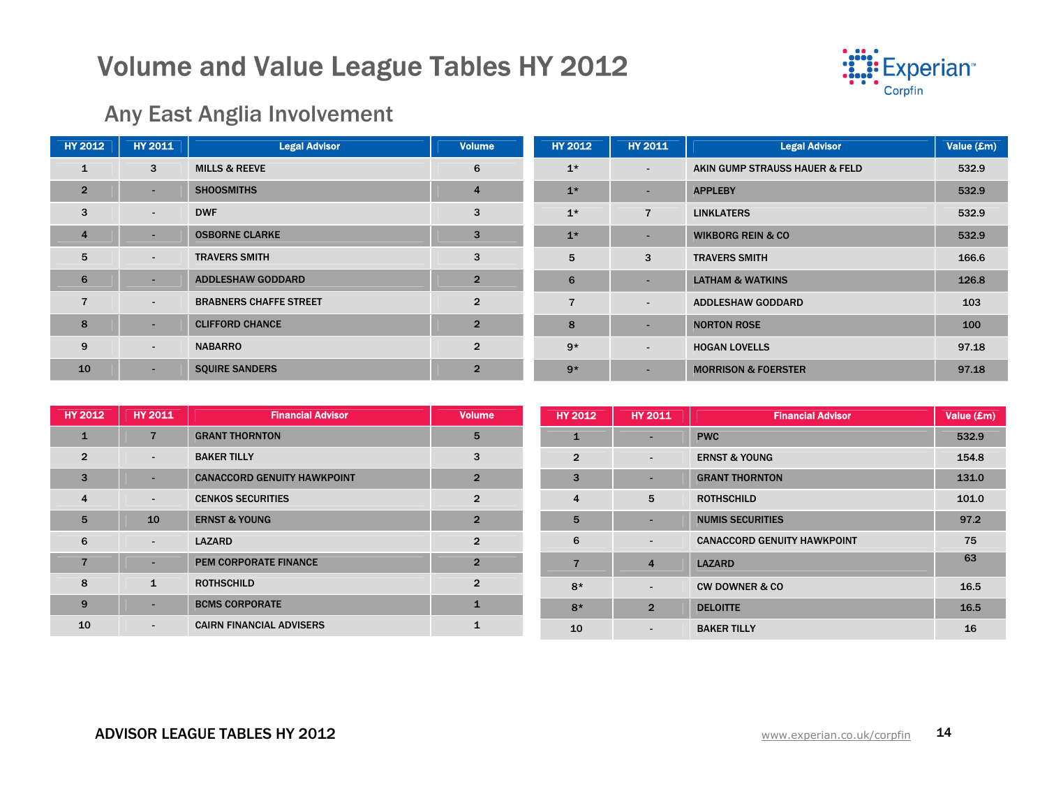# Volume and Value League Tables HY 2012

## Any East Anglia Involvement

| HY 2012 | HY 2011 | Legal Advisor | Volume |
|---|---|---|---|
| 1 | 3 | MILLS & REEVE | 6 |
| 2 | - | SHOOSMITHS | 4 |
| 3 | - | DWF | 3 |
| 4 | - | OSBORNE CLARKE | 3 |
| 5 | - | TRAVERS SMITH | 3 |
| 6 | - | ADDLESHAW GODDARD | 2 |
| 7 | - | BRABNERS CHAFFE STREET | 2 |
| 8 | - | CLIFFORD CHANCE | 2 |
| 9 | - | NABARRO | 2 |
| 10 | - | SQUIRE SANDERS | 2 |

| HY 2012 | HY 2011 | Legal Advisor | Value (£m) |
|---|---|---|---|
| 1* | - | AKIN GUMP STRAUSS HAUER & FELD | 532.9 |
| 1* | - | APPLEBY | 532.9 |
| 1* | 7 | LINKLATERS | 532.9 |
| 1* | - | WIKBORG REIN & CO | 532.9 |
| 5 | 3 | TRAVERS SMITH | 166.6 |
| 6 | - | LATHAM & WATKINS | 126.8 |
| 7 | - | ADDLESHAW GODDARD | 103 |
| 8 | - | NORTON ROSE | 100 |
| 9* | - | HOGAN LOVELLS | 97.18 |
| 9* | - | MORRISON & FOERSTER | 97.18 |

| HY 2012 | HY 2011 | Financial Advisor | Volume |
|---|---|---|---|
| 1 | 7 | GRANT THORNTON | 5 |
| 2 | - | BAKER TILLY | 3 |
| 3 | - | CANACCORD GENUITY HAWKPOINT | 2 |
| 4 | - | CENKOS SECURITIES | 2 |
| 5 | 10 | ERNST & YOUNG | 2 |
| 6 | - | LAZARD | 2 |
| 7 | - | PEM CORPORATE FINANCE | 2 |
| 8 | 1 | ROTHSCHILD | 2 |
| 9 | - | BCMS CORPORATE | 1 |
| 10 | - | CAIRN FINANCIAL ADVISERS | 1 |

| HY 2012 | HY 2011 | Financial Advisor | Value (£m) |
|---|---|---|---|
| 1 | - | PWC | 532.9 |
| 2 | - | ERNST & YOUNG | 154.8 |
| 3 | - | GRANT THORNTON | 131.0 |
| 4 | 5 | ROTHSCHILD | 101.0 |
| 5 | - | NUMIS SECURITIES | 97.2 |
| 6 | - | CANACCORD GENUITY HAWKPOINT | 75 |
| 7 | 4 | LAZARD | 63 |
| 8* | - | CW DOWNER & CO | 16.5 |
| 8* | 2 | DELOITTE | 16.5 |
| 10 | - | BAKER TILLY | 16 |

ADVISOR LEAGUE TABLES HY 2012

www.experian.co.uk/corpfin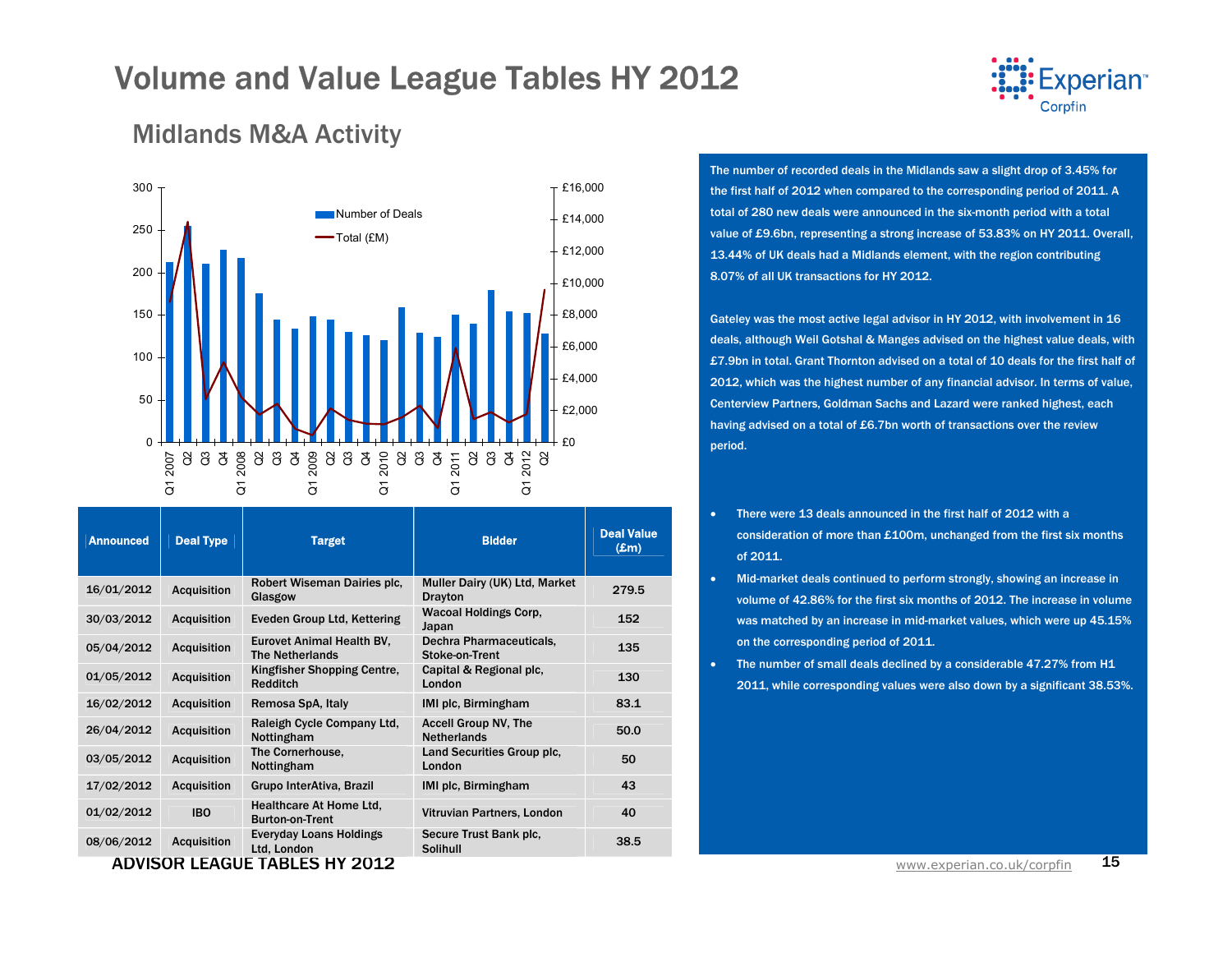# Volume and Value League Tables HY 2012

## Midlands M&A Activity

| Announced | Deal Type | Target | Bidder | Deal Value (£m) |
|---|---|---|---|---|
| 16/01/2012 | Acquisition | Robert Wiseman Dairies plc, Glasgow | Muller Dairy (UK) Ltd, Market Drayton | 279.5 |
| 30/03/2012 | Acquisition | Eveden Group Ltd, Kettering | Wacoal Holdings Corp, Japan | 152 |
| 05/04/2012 | Acquisition | Eurovet Animal Health BV, The Netherlands | Dechra Pharmaceuticals, Stoke-on-Trent | 135 |
| 01/05/2012 | Acquisition | Kingfisher Shopping Centre, Redditch | Capital & Regional plc, London | 130 |
| 16/02/2012 | Acquisition | Remosa SpA, Italy | IMI plc, Birmingham | 83.1 |
| 26/04/2012 | Acquisition | Raleigh Cycle Company Ltd, Nottingham | Accell Group NV, The Netherlands | 50.0 |
| 03/05/2012 | Acquisition | The Cornerhouse, Nottingham | Land Securities Group plc, London | 50 |
| 17/02/2012 | Acquisition | Grupo InterAtiva, Brazil | IMI plc, Birmingham | 43 |
| 01/02/2012 | IBO | Healthcare At Home Ltd, Burton-on-Trent | Vitruvian Partners, London | 40 |
| 08/06/2012 | Acquisition | Everyday Loans Holdings Ltd, London | Secure Trust Bank plc, Solihull | 38.5 |

The number of recorded deals in the Midlands saw a slight drop of 3.45% for the first half of 2012 when compared to the corresponding period of 2011. A total of 280 new deals were announced in the six-month period with a total value of £9.6bn, representing a strong increase of 53.83% on HY 2011. Overall, 13.44% of UK deals had a Midlands element, with the region contributing 8.07% of all UK transactions for HY 2012.

Gateley was the most active legal advisor in HY 2012, with involvement in 16 deals, although Weil Gotshal & Manges advised on the highest value deals, with £7.9bn in total. Grant Thornton advised on a total of 10 deals for the first half of 2012, which was the highest number of any financial advisor. In terms of value, Centerview Partners, Goldman Sachs and Lazard were ranked highest, each having advised on a total of £6.7bn worth of transactions over the review period.

- There were 13 deals announced in the first half of 2012 with a consideration of more than £100m, unchanged from the first six months of 2011.
- Mid-market deals continued to perform strongly, showing an increase in volume of 42.86% for the first six months of 2012. The increase in volume was matched by an increase in mid-market values, which were up 45.15% on the corresponding period of 2011.
- The number of small deals declined by a considerable 47.27% from H1 2011, while corresponding values were also down by a significant 38.53%.

ADVISOR LEAGUE TABLES HY 2012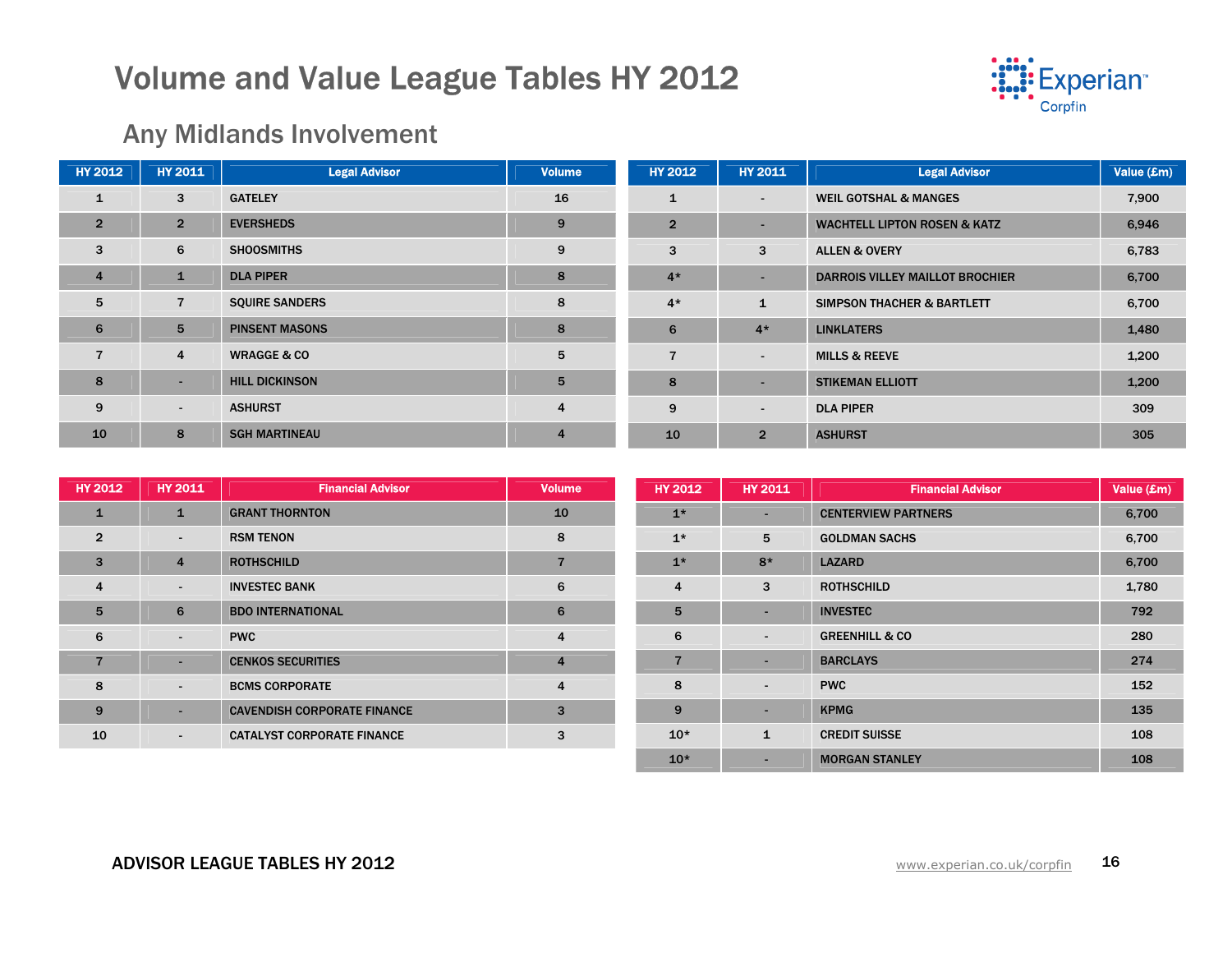# Volume and Value League Tables HY 2012

## Any Midlands Involvement

| HY 2012 | HY 2011 | Legal Advisor | Volume |
|---|---|---|---|
| 1 | 3 | GATELEY | 16 |
| 2 | 2 | EVERSHEDS | 9 |
| 3 | 6 | SHOOSMITHS | 9 |
| 4 | 1 | DLA PIPER | 8 |
| 5 | 7 | SQUIRE SANDERS | 8 |
| 6 | 5 | PINSENT MASONS | 8 |
| 7 | 4 | WRAGGE & CO | 5 |
| 8 | - | HILL DICKINSON | 5 |
| 9 | - | ASHURST | 4 |
| 10 | 8 | SGH MARTINEAU | 4 |

| HY 2012 | HY 2011 | Legal Advisor | Value (£m) |
|---|---|---|---|
| 1 | - | WEIL GOTSHAL & MANGES | 7,900 |
| 2 | - | WACHTELL LIPTON ROSEN & KATZ | 6,946 |
| 3 | 3 | ALLEN & OVERY | 6,783 |
| 4* | - | DARROIS VILLEY MAILLOT BROCHIER | 6,700 |
| 4* | 1 | SIMPSON THACHER & BARTLETT | 6,700 |
| 6 | 4* | LINKLATERS | 1,480 |
| 7 | - | MILLS & REEVE | 1,200 |
| 8 | - | STIKEMAN ELLIOTT | 1,200 |
| 9 | - | DLA PIPER | 309 |
| 10 | 2 | ASHURST | 305 |

| HY 2012 | HY 2011 | Financial Advisor | Volume |
|---|---|---|---|
| 1 | 1 | GRANT THORNTON | 10 |
| 2 | - | RSM TENON | 8 |
| 3 | 4 | ROTHSCHILD | 7 |
| 4 | - | INVESTEC BANK | 6 |
| 5 | 6 | BDO INTERNATIONAL | 6 |
| 6 | - | PWC | 4 |
| 7 | - | CENKOS SECURITIES | 4 |
| 8 | - | BCMS CORPORATE | 4 |
| 9 | - | CAVENDISH CORPORATE FINANCE | 3 |
| 10 | - | CATALYST CORPORATE FINANCE | 3 |

| HY 2012 | HY 2011 | Financial Advisor | Value (£m) |
|---|---|---|---|
| 1* | - | CENTERVIEW PARTNERS | 6,700 |
| 1* | 5 | GOLDMAN SACHS | 6,700 |
| 1* | 8* | LAZARD | 6,700 |
| 4 | 3 | ROTHSCHILD | 1,780 |
| 5 | - | INVESTEC | 792 |
| 6 | - | GREENHILL & CO | 280 |
| 7 | - | BARCLAYS | 274 |
| 8 | - | PWC | 152 |
| 9 | - | KPMG | 135 |
| 10* | 1 | CREDIT SUISSE | 108 |
| 10* | - | MORGAN STANLEY | 108 |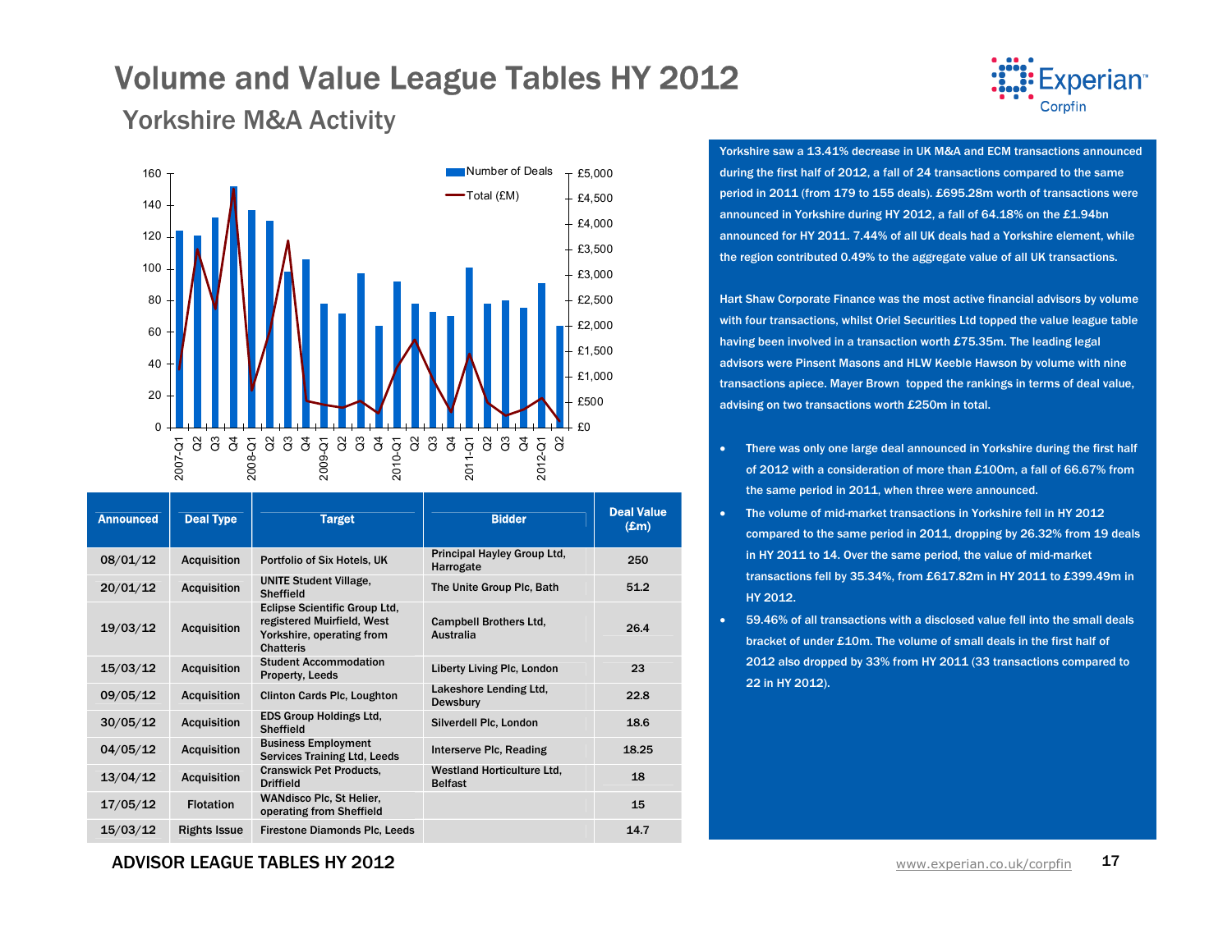# Volume and Value League Tables HY 2012

## Yorkshire M&A Activity

| Announced | Deal Type | Target | Bidder | Deal Value (£m) |
|---|---|---|---|---|
| 08/01/12 | Acquisition | Portfolio of Six Hotels, UK | Principal Hayley Group Ltd, Harrogate | 250 |
| 20/01/12 | Acquisition | UNITE Student Village, Sheffield | The Unite Group Plc, Bath | 51.2 |
| 19/03/12 | Acquisition | Eclipse Scientific Group Ltd, registered Muirfield, West Yorkshire, operating from Chatteris | Campbell Brothers Ltd, Australia | 26.4 |
| 15/03/12 | Acquisition | Student Accommodation Property, Leeds | Liberty Living Plc, London | 23 |
| 09/05/12 | Acquisition | Clinton Cards Plc, Loughton | Lakeshore Lending Ltd, Dewsbury | 22.8 |
| 30/05/12 | Acquisition | EDS Group Holdings Ltd, Sheffield | Silverdell Plc, London | 18.6 |
| 04/05/12 | Acquisition | Business Employment Services Training Ltd, Leeds | Interserve Plc, Reading | 18.25 |
| 13/04/12 | Acquisition | Cranswick Pet Products, Driffield | Westland Horticulture Ltd, Belfast | 18 |
| 17/05/12 | Flotation | WANdisco Plc, St Helier, operating from Sheffield | | 15 |
| 15/03/12 | Rights Issue | Firestone Diamonds Plc, Leeds | | 14.7 |

Yorkshire saw a 13.41% decrease in UK M&A and ECM transactions announced during the first half of 2012, a fall of 24 transactions compared to the same period in 2011 (from 179 to 155 deals). £695.28m worth of transactions were announced in Yorkshire during HY 2012, a fall of 64.18% on the £1.94bn announced for HY 2011. 7.44% of all UK deals had a Yorkshire element, while the region contributed 0.49% to the aggregate value of all UK transactions.

Hart Shaw Corporate Finance was the most active financial advisors by volume with four transactions, whilst Oriel Securities Ltd topped the value league table having been involved in a transaction worth £75.35m. The leading legal advisors were Pinsent Masons and HLW Keeble Hawson by volume with nine transactions apiece. Mayer Brown topped the rankings in terms of deal value, advising on two transactions worth £250m in total.

- There was only one large deal announced in Yorkshire during the first half of 2012 with a consideration of more than £100m, a fall of 66.67% from the same period in 2011, when three were announced.
- The volume of mid-market transactions in Yorkshire fell in HY 2012 compared to the same period in 2011, dropping by 26.32% from 19 deals in HY 2011 to 14. Over the same period, the value of mid-market transactions fell by 35.34%, from £617.82m in HY 2011 to £399.49m in HY 2012.
- 59.46% of all transactions with a disclosed value fell into the small deals bracket of under £10m. The volume of small deals in the first half of 2012 also dropped by 33% from HY 2011 (33 transactions compared to 22 in HY 2012).

ADVISOR LEAGUE TABLES HY 2012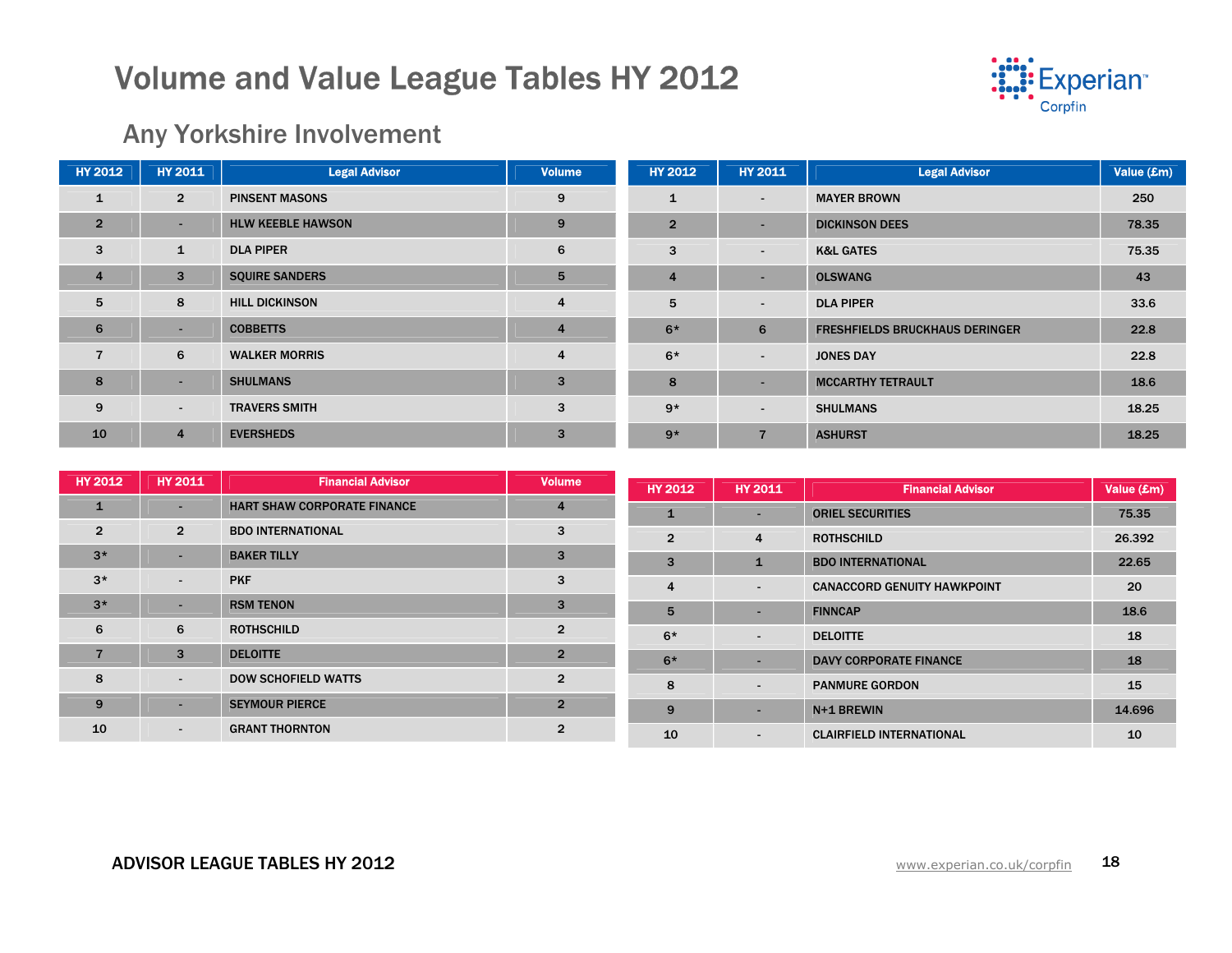# Volume and Value League Tables HY 2012

## Any Yorkshire Involvement

| HY 2012 | HY 2011 | Legal Advisor | Volume |
|---|---|---|---|
| 1 | 2 | PINSENT MASONS | 9 |
| 2 | - | HLW KEEBLE HAWSON | 9 |
| 3 | 1 | DLA PIPER | 6 |
| 4 | 3 | SQUIRE SANDERS | 5 |
| 5 | 8 | HILL DICKINSON | 4 |
| 6 | - | COBBETTS | 4 |
| 7 | 6 | WALKER MORRIS | 4 |
| 8 | - | SHULMANS | 3 |
| 9 | - | TRAVERS SMITH | 3 |
| 10 | 4 | EVERSHEDS | 3 |

| HY 2012 | HY 2011 | Legal Advisor | Value (£m) |
|---|---|---|---|
| 1 | - | MAYER BROWN | 250 |
| 2 | - | DICKINSON DEES | 78.35 |
| 3 | - | K&L GATES | 75.35 |
| 4 | - | OLSWANG | 43 |
| 5 | - | DLA PIPER | 33.6 |
| 6* | 6 | FRESHFIELDS BRUCKHAUS DERINGER | 22.8 |
| 6* | - | JONES DAY | 22.8 |
| 8 | - | MCCARTHY TETRAULT | 18.6 |
| 9* | - | SHULMANS | 18.25 |
| 9* | 7 | ASHURST | 18.25 |

| HY 2012 | HY 2011 | Financial Advisor | Volume |
|---|---|---|---|
| 1 | - | HART SHAW CORPORATE FINANCE | 4 |
| 2 | 2 | BDO INTERNATIONAL | 3 |
| 3* | - | BAKER TILLY | 3 |
| 3* | - | PKF | 3 |
| 3* | - | RSM TENON | 3 |
| 6 | 6 | ROTHSCHILD | 2 |
| 7 | 3 | DELOITTE | 2 |
| 8 | - | DOW SCHOFIELD WATTS | 2 |
| 9 | - | SEYMOUR PIERCE | 2 |
| 10 | - | GRANT THORNTON | 2 |

| HY 2012 | HY 2011 | Financial Advisor | Value (£m) |
|---|---|---|---|
| 1 | - | ORIEL SECURITIES | 75.35 |
| 2 | 4 | ROTHSCHILD | 26.392 |
| 3 | 1 | BDO INTERNATIONAL | 22.65 |
| 4 | - | CANACCORD GENUITY HAWKPOINT | 20 |
| 5 | - | FINNCAP | 18.6 |
| 6* | - | DELOITTE | 18 |
| 6* | - | DAVY CORPORATE FINANCE | 18 |
| 8 | - | PANMURE GORDON | 15 |
| 9 | - | N+1 BREWIN | 14.696 |
| 10 | - | CLAIRFIELD INTERNATIONAL | 10 |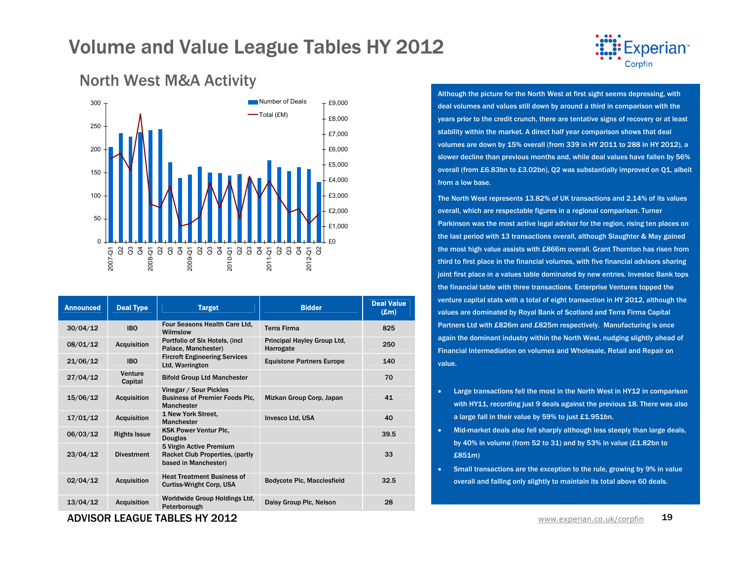# Volume and Value League Tables HY 2012

## North West M&A Activity

Number of Deals / Total (£M)

| Announced | Deal Type | Target | Bidder | Deal Value (£m) |
|---|---|---|---|---|
| 30/04/12 | IBO | Four Seasons Health Care Ltd, Wilmslow | Terra Firma | 825 |
| 08/01/12 | Acquisition | Portfolio of Six Hotels, (incl Palace, Manchester) | Principal Hayley Group Ltd, Harrogate | 250 |
| 21/06/12 | IBO | Fircroft Engineering Services Ltd, Warrington | Equistone Partners Europe | 140 |
| 27/04/12 | Venture Capital | Bifold Group Ltd Manchester | | 70 |
| 15/06/12 | Acquisition | Vinegar / Sour Pickles Business of Premier Foods Plc, Manchester | Mizkan Group Corp, Japan | 41 |
| 17/01/12 | Acquisition | 1 New York Street, Manchester | Invesco Ltd, USA | 40 |
| 06/03/12 | Rights Issue | KSK Power Ventur Plc, Douglas | | 39.5 |
| 23/04/12 | Divestment | 5 Virgin Active Premium Racket Club Properties, (partly based in Manchester) | | 33 |
| 02/04/12 | Acquisition | Heat Treatment Business of Curtiss-Wright Corp, USA | Bodycote Plc, Macclesfield | 32.5 |
| 13/04/12 | Acquisition | Worldwide Group Holdings Ltd, Peterborough | Daisy Group Plc, Nelson | 28 |

Although the picture for the North West at first sight seems depressing, with deal volumes and values still down by around a third in comparison with the years prior to the credit crunch, there are tentative signs of recovery or at least stability within the market. A direct half year comparison shows that deal volumes are down by 15% overall (from 339 in HY 2011 to 288 in HY 2012), a slower decline than previous months and, while deal values have fallen by 56% overall (from £6.83bn to £3.02bn), Q2 was substantially improved on Q1, albeit from a low base.

The North West represents 13.82% of UK transactions and 2.14% of its values overall, which are respectable figures in a regional comparison. Turner Parkinson was the most active legal advisor for the region, rising ten places on the last period with 13 transactions overall, although Slaughter & May gained the most high value assists with £866m overall. Grant Thornton has risen from third to first place in the financial volumes, with five financial advisors sharing joint first place in a values table dominated by new entries. Investec Bank tops the financial table with three transactions. Enterprise Ventures topped the venture capital stats with a total of eight transaction in HY 2012, although the values are dominated by Royal Bank of Scotland and Terra Firma Capital Partners Ltd with £826m and £825m respectively. Manufacturing is once again the dominant industry within the North West, nudging slightly ahead of Financial Intermediation on volumes and Wholesale, Retail and Repair on value.

- Large transactions fell the most in the North West in HY12 in comparison with HY11, recording just 9 deals against the previous 18. There was also a large fall in their value by 59% to just £1.951bn.
- Mid-market deals also fell sharply although less steeply than large deals, by 40% in volume (from 52 to 31) and by 53% in value (£1.82bn to £851m)
- Small transactions are the exception to the rule, growing by 9% in value overall and falling only slightly to maintain its total above 60 deals.

ADVISOR LEAGUE TABLES HY 2012

www.experian.co.uk/corpfin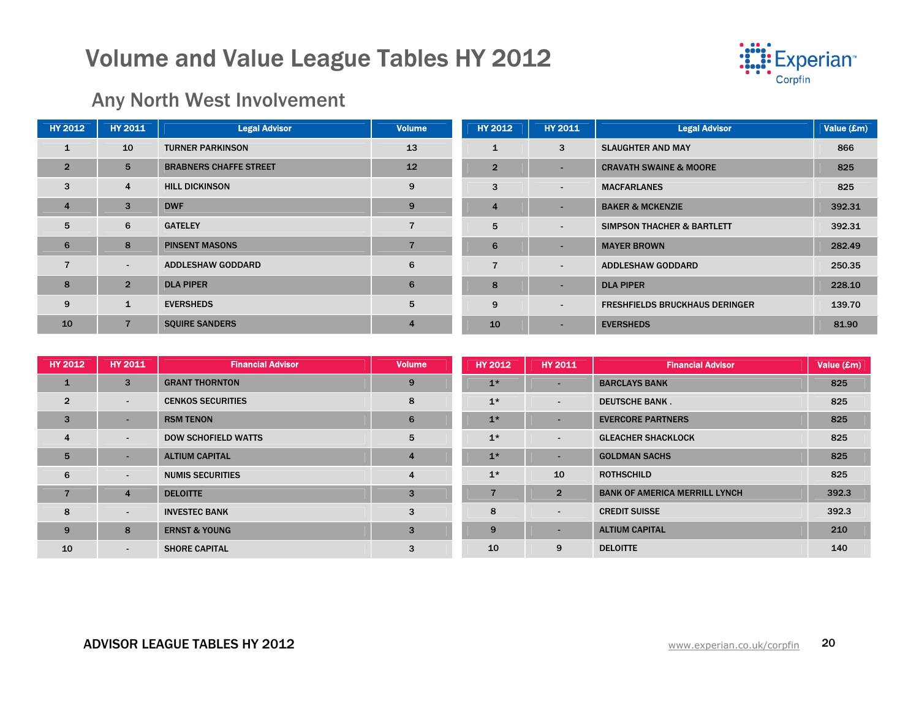# Volume and Value League Tables HY 2012

## Any North West Involvement

| HY 2012 | HY 2011 | Legal Advisor | Volume |
|---|---|---|---|
| 1 | 10 | TURNER PARKINSON | 13 |
| 2 | 5 | BRABNERS CHAFFE STREET | 12 |
| 3 | 4 | HILL DICKINSON | 9 |
| 4 | 3 | DWF | 9 |
| 5 | 6 | GATELEY | 7 |
| 6 | 8 | PINSENT MASONS | 7 |
| 7 | - | ADDLESHAW GODDARD | 6 |
| 8 | 2 | DLA PIPER | 6 |
| 9 | 1 | EVERSHEDS | 5 |
| 10 | 7 | SQUIRE SANDERS | 4 |

| HY 2012 | HY 2011 | Legal Advisor | Value (£m) |
|---|---|---|---|
| 1 | 3 | SLAUGHTER AND MAY | 866 |
| 2 | - | CRAVATH SWAINE & MOORE | 825 |
| 3 | - | MACFARLANES | 825 |
| 4 | - | BAKER & MCKENZIE | 392.31 |
| 5 | - | SIMPSON THACHER & BARTLETT | 392.31 |
| 6 | - | MAYER BROWN | 282.49 |
| 7 | - | ADDLESHAW GODDARD | 250.35 |
| 8 | - | DLA PIPER | 228.10 |
| 9 | - | FRESHFIELDS BRUCKHAUS DERINGER | 139.70 |
| 10 | - | EVERSHEDS | 81.90 |

| HY 2012 | HY 2011 | Financial Advisor | Volume |
|---|---|---|---|
| 1 | 3 | GRANT THORNTON | 9 |
| 2 | - | CENKOS SECURITIES | 8 |
| 3 | - | RSM TENON | 6 |
| 4 | - | DOW SCHOFIELD WATTS | 5 |
| 5 | - | ALTIUM CAPITAL | 4 |
| 6 | - | NUMIS SECURITIES | 4 |
| 7 | 4 | DELOITTE | 3 |
| 8 | - | INVESTEC BANK | 3 |
| 9 | 8 | ERNST & YOUNG | 3 |
| 10 | - | SHORE CAPITAL | 3 |

| HY 2012 | HY 2011 | Financial Advisor | Value (£m) |
|---|---|---|---|
| 1* | - | BARCLAYS BANK | 825 |
| 1* | - | DEUTSCHE BANK . | 825 |
| 1* | - | EVERCORE PARTNERS | 825 |
| 1* | - | GLEACHER SHACKLOCK | 825 |
| 1* | - | GOLDMAN SACHS | 825 |
| 1* | 10 | ROTHSCHILD | 825 |
| 7 | 2 | BANK OF AMERICA MERRILL LYNCH | 392.3 |
| 8 | - | CREDIT SUISSE | 392.3 |
| 9 | - | ALTIUM CAPITAL | 210 |
| 10 | 9 | DELOITTE | 140 |

ADVISOR LEAGUE TABLES HY 2012

www.experian.co.uk/corpfin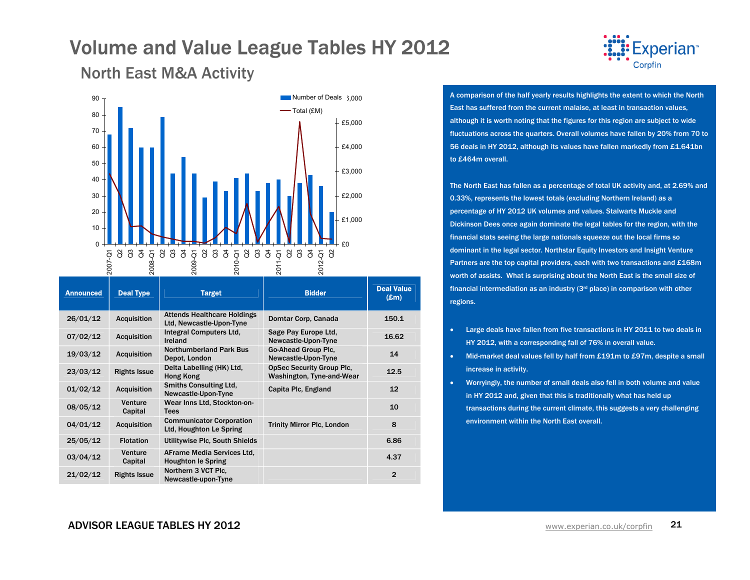# Volume and Value League Tables HY 2012

## North East M&A Activity

| Announced | Deal Type | Target | Bidder | Deal Value (£m) |
|---|---|---|---|---|
| 26/01/12 | Acquisition | Attends Healthcare Holdings Ltd, Newcastle-Upon-Tyne | Domtar Corp, Canada | 150.1 |
| 07/02/12 | Acquisition | Integral Computers Ltd, Ireland | Sage Pay Europe Ltd, Newcastle-Upon-Tyne | 16.62 |
| 19/03/12 | Acquisition | Northumberland Park Bus Depot, London | Go-Ahead Group Plc, Newcastle-Upon-Tyne | 14 |
| 23/03/12 | Rights Issue | Delta Labelling (HK) Ltd, Hong Kong | OpSec Security Group Plc, Washington, Tyne-and-Wear | 12.5 |
| 01/02/12 | Acquisition | Smiths Consulting Ltd, Newcastle-Upon-Tyne | Capita Plc, England | 12 |
| 08/05/12 | Venture Capital | Wear Inns Ltd, Stockton-on-Tees | | 10 |
| 04/01/12 | Acquisition | Communicator Corporation Ltd, Houghton Le Spring | Trinity Mirror Plc, London | 8 |
| 25/05/12 | Flotation | Utilitywise Plc, South Shields | | 6.86 |
| 03/04/12 | Venture Capital | AFrame Media Services Ltd, Houghton le Spring | | 4.37 |
| 21/02/12 | Rights Issue | Northern 3 VCT Plc, Newcastle-upon-Tyne | | 2 |

A comparison of the half yearly results highlights the extent to which the North East has suffered from the current malaise, at least in transaction values, although it is worth noting that the figures for this region are subject to wide fluctuations across the quarters. Overall volumes have fallen by 20% from 70 to 56 deals in HY 2012, although its values have fallen markedly from £1.641bn to £464m overall.

The North East has fallen as a percentage of total UK activity and, at 2.69% and 0.33%, represents the lowest totals (excluding Northern Ireland) as a percentage of HY 2012 UK volumes and values. Stalwarts Muckle and Dickinson Dees once again dominate the legal tables for the region, with the financial stats seeing the large nationals squeeze out the local firms so dominant in the legal sector. Northstar Equity Investors and Insight Venture Partners are the top capital providers, each with two transactions and £168m worth of assists. What is surprising about the North East is the small size of financial intermediation as an industry (3rd place) in comparison with other regions.

- Large deals have fallen from five transactions in HY 2011 to two deals in HY 2012, with a corresponding fall of 76% in overall value.
- Mid-market deal values fell by half from £191m to £97m, despite a small increase in activity.
- Worryingly, the number of small deals also fell in both volume and value in HY 2012 and, given that this is traditionally what has held up transactions during the current climate, this suggests a very challenging environment within the North East overall.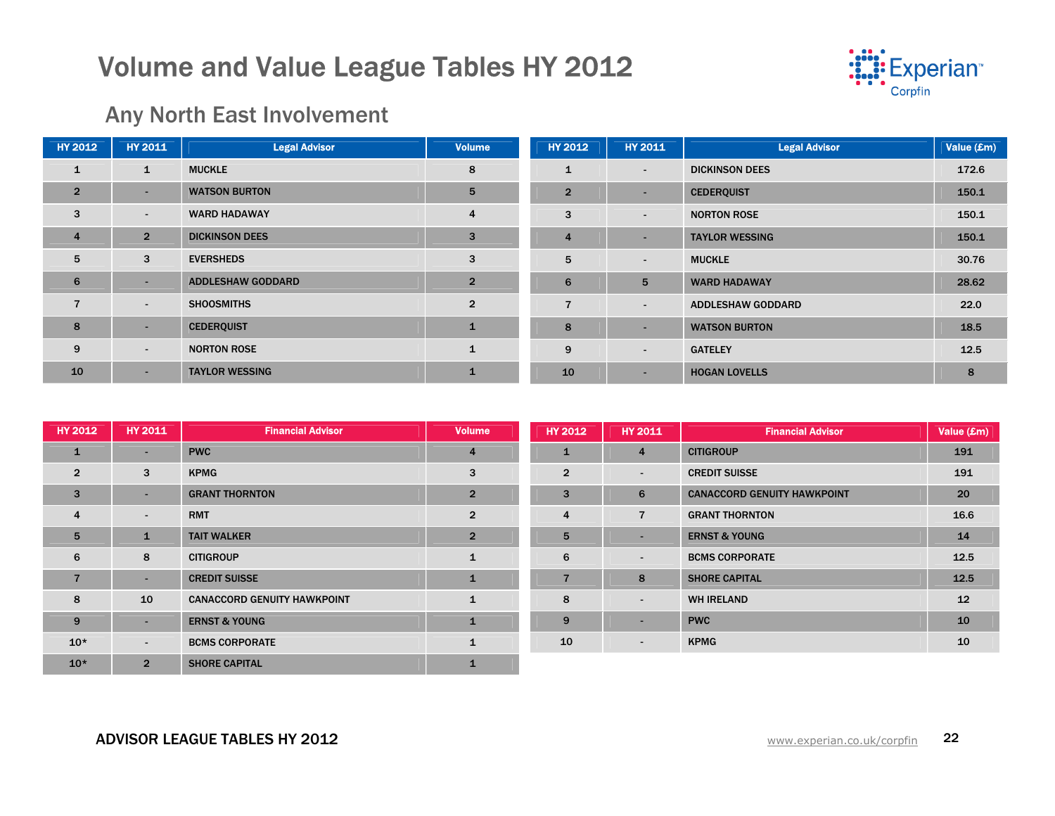# Volume and Value League Tables HY 2012

## Any North East Involvement

| HY 2012 | HY 2011 | Legal Advisor | Volume |
|---|---|---|---|
| 1 | 1 | MUCKLE | 8 |
| 2 | - | WATSON BURTON | 5 |
| 3 | - | WARD HADAWAY | 4 |
| 4 | 2 | DICKINSON DEES | 3 |
| 5 | 3 | EVERSHEDS | 3 |
| 6 | - | ADDLESHAW GODDARD | 2 |
| 7 | - | SHOOSMITHS | 2 |
| 8 | - | CEDERQUIST | 1 |
| 9 | - | NORTON ROSE | 1 |
| 10 | - | TAYLOR WESSING | 1 |

| HY 2012 | HY 2011 | Legal Advisor | Value (£m) |
|---|---|---|---|
| 1 | - | DICKINSON DEES | 172.6 |
| 2 | - | CEDERQUIST | 150.1 |
| 3 | - | NORTON ROSE | 150.1 |
| 4 | - | TAYLOR WESSING | 150.1 |
| 5 | - | MUCKLE | 30.76 |
| 6 | 5 | WARD HADAWAY | 28.62 |
| 7 | - | ADDLESHAW GODDARD | 22.0 |
| 8 | - | WATSON BURTON | 18.5 |
| 9 | - | GATELEY | 12.5 |
| 10 | - | HOGAN LOVELLS | 8 |

| HY 2012 | HY 2011 | Financial Advisor | Volume |
|---|---|---|---|
| 1 | - | PWC | 4 |
| 2 | 3 | KPMG | 3 |
| 3 | - | GRANT THORNTON | 2 |
| 4 | - | RMT | 2 |
| 5 | 1 | TAIT WALKER | 2 |
| 6 | 8 | CITIGROUP | 1 |
| 7 | - | CREDIT SUISSE | 1 |
| 8 | 10 | CANACCORD GENUITY HAWKPOINT | 1 |
| 9 | - | ERNST & YOUNG | 1 |
| 10* | - | BCMS CORPORATE | 1 |
| 10* | 2 | SHORE CAPITAL | 1 |

| HY 2012 | HY 2011 | Financial Advisor | Value (£m) |
|---|---|---|---|
| 1 | 4 | CITIGROUP | 191 |
| 2 | - | CREDIT SUISSE | 191 |
| 3 | 6 | CANACCORD GENUITY HAWKPOINT | 20 |
| 4 | 7 | GRANT THORNTON | 16.6 |
| 5 | - | ERNST & YOUNG | 14 |
| 6 | - | BCMS CORPORATE | 12.5 |
| 7 | 8 | SHORE CAPITAL | 12.5 |
| 8 | - | WH IRELAND | 12 |
| 9 | - | PWC | 10 |
| 10 | - | KPMG | 10 |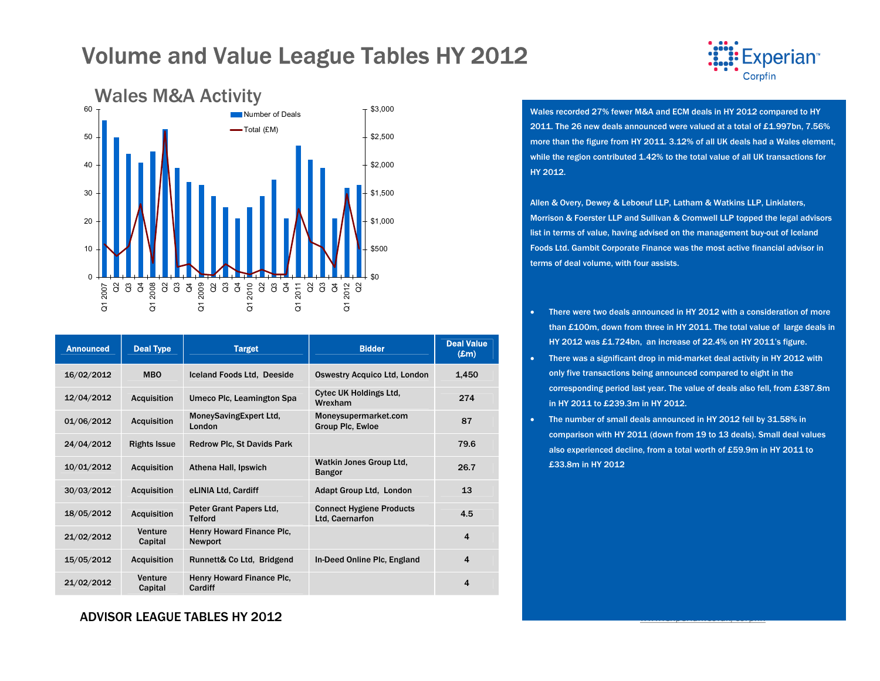# Volume and Value League Tables HY 2012

## Wales M&A Activity

| Announced | Deal Type | Target | Bidder | Deal Value (£m) |
|---|---|---|---|---|
| 16/02/2012 | MBO | Iceland Foods Ltd, Deeside | Oswestry Acquico Ltd, London | 1,450 |
| 12/04/2012 | Acquisition | Umeco Plc, Leamington Spa | Cytec UK Holdings Ltd, Wrexham | 274 |
| 01/06/2012 | Acquisition | MoneySavingExpert Ltd, London | Moneysupermarket.com Group Plc, Ewloe | 87 |
| 24/04/2012 | Rights Issue | Redrow Plc, St Davids Park | | 79.6 |
| 10/01/2012 | Acquisition | Athena Hall, Ipswich | Watkin Jones Group Ltd, Bangor | 26.7 |
| 30/03/2012 | Acquisition | eLINIA Ltd, Cardiff | Adapt Group Ltd, London | 13 |
| 18/05/2012 | Acquisition | Peter Grant Papers Ltd, Telford | Connect Hygiene Products Ltd, Caernarfon | 4.5 |
| 21/02/2012 | Venture Capital | Henry Howard Finance Plc, Newport | | 4 |
| 15/05/2012 | Acquisition | Runnett& Co Ltd, Bridgend | In-Deed Online Plc, England | 4 |
| 21/02/2012 | Venture Capital | Henry Howard Finance Plc, Cardiff | | 4 |

Wales recorded 27% fewer M&A and ECM deals in HY 2012 compared to HY 2011. The 26 new deals announced were valued at a total of £1.997bn, 7.56% more than the figure from HY 2011. 3.12% of all UK deals had a Wales element, while the region contributed 1.42% to the total value of all UK transactions for HY 2012.

Allen & Overy, Dewey & Leboeuf LLP, Latham & Watkins LLP, Linklaters, Morrison & Foerster LLP and Sullivan & Cromwell LLP topped the legal advisors list in terms of value, having advised on the management buy-out of Iceland Foods Ltd. Gambit Corporate Finance was the most active financial advisor in terms of deal volume, with four assists.

- There were two deals announced in HY 2012 with a consideration of more than £100m, down from three in HY 2011. The total value of large deals in HY 2012 was £1.724bn, an increase of 22.4% on HY 2011's figure.
- There was a significant drop in mid-market deal activity in HY 2012 with only five transactions being announced compared to eight in the corresponding period last year. The value of deals also fell, from £387.8m in HY 2011 to £239.3m in HY 2012.
- The number of small deals announced in HY 2012 fell by 31.58% in comparison with HY 2011 (down from 19 to 13 deals). Small deal values also experienced decline, from a total worth of £59.9m in HY 2011 to £33.8m in HY 2012

## ADVISOR LEAGUE TABLES HY 2012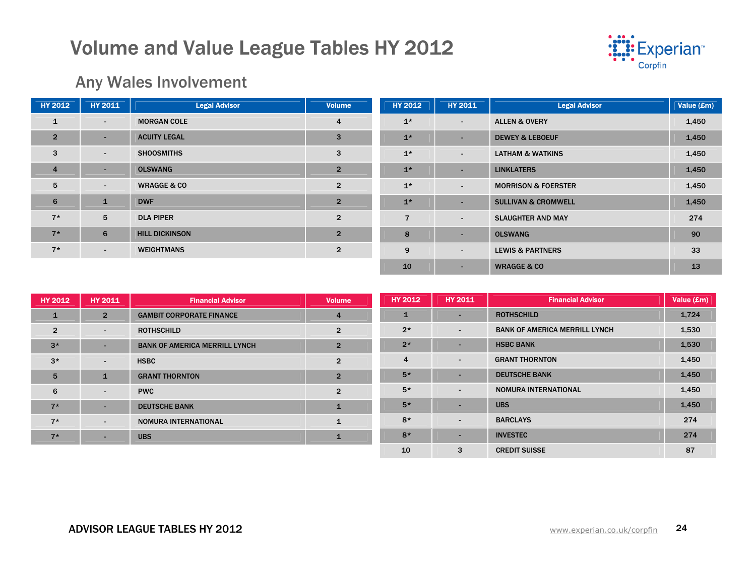# Volume and Value League Tables HY 2012

## Any Wales Involvement

| HY 2012 | HY 2011 | Legal Advisor | Volume |
|---|---|---|---|
| 1 | - | MORGAN COLE | 4 |
| 2 | - | ACUITY LEGAL | 3 |
| 3 | - | SHOOSMITHS | 3 |
| 4 | - | OLSWANG | 2 |
| 5 | - | WRAGGE & CO | 2 |
| 6 | 1 | DWF | 2 |
| 7* | 5 | DLA PIPER | 2 |
| 7* | 6 | HILL DICKINSON | 2 |
| 7* | - | WEIGHTMANS | 2 |

| HY 2012 | HY 2011 | Legal Advisor | Value (£m) |
|---|---|---|---|
| 1* | - | ALLEN & OVERY | 1,450 |
| 1* | - | DEWEY & LEBOEUF | 1,450 |
| 1* | - | LATHAM & WATKINS | 1,450 |
| 1* | - | LINKLATERS | 1,450 |
| 1* | - | MORRISON & FOERSTER | 1,450 |
| 1* | - | SULLIVAN & CROMWELL | 1,450 |
| 7 | - | SLAUGHTER AND MAY | 274 |
| 8 | - | OLSWANG | 90 |
| 9 | - | LEWIS & PARTNERS | 33 |
| 10 | - | WRAGGE & CO | 13 |

| HY 2012 | HY 2011 | Financial Advisor | Volume |
|---|---|---|---|
| 1 | 2 | GAMBIT CORPORATE FINANCE | 4 |
| 2 | - | ROTHSCHILD | 2 |
| 3* | - | BANK OF AMERICA MERRILL LYNCH | 2 |
| 3* | - | HSBC | 2 |
| 5 | 1 | GRANT THORNTON | 2 |
| 6 | - | PWC | 2 |
| 7* | - | DEUTSCHE BANK | 1 |
| 7* | - | NOMURA INTERNATIONAL | 1 |
| 7* | - | UBS | 1 |

| HY 2012 | HY 2011 | Financial Advisor | Value (£m) |
|---|---|---|---|
| 1 | - | ROTHSCHILD | 1,724 |
| 2* | - | BANK OF AMERICA MERRILL LYNCH | 1,530 |
| 2* | - | HSBC BANK | 1,530 |
| 4 | - | GRANT THORNTON | 1,450 |
| 5* | - | DEUTSCHE BANK | 1,450 |
| 5* | - | NOMURA INTERNATIONAL | 1,450 |
| 5* | - | UBS | 1,450 |
| 8* | - | BARCLAYS | 274 |
| 8* | - | INVESTEC | 274 |
| 10 | 3 | CREDIT SUISSE | 87 |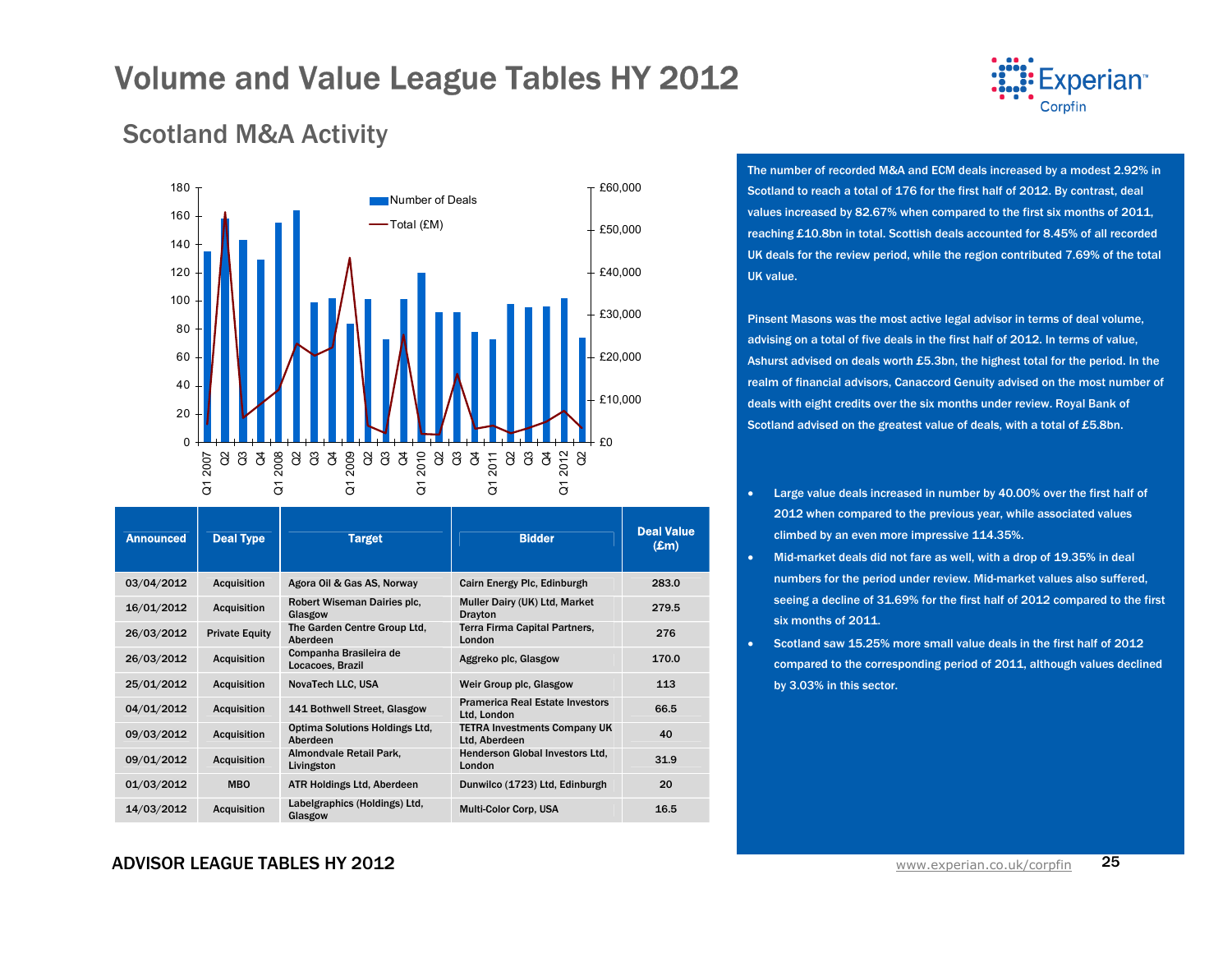# Volume and Value League Tables HY 2012

## Scotland M&A Activity

| Announced | Deal Type | Target | Bidder | Deal Value (£m) |
|---|---|---|---|---|
| 03/04/2012 | Acquisition | Agora Oil & Gas AS, Norway | Cairn Energy Plc, Edinburgh | 283.0 |
| 16/01/2012 | Acquisition | Robert Wiseman Dairies plc, Glasgow | Muller Dairy (UK) Ltd, Market Drayton | 279.5 |
| 26/03/2012 | Private Equity | The Garden Centre Group Ltd, Aberdeen | Terra Firma Capital Partners, London | 276 |
| 26/03/2012 | Acquisition | Companha Brasileira de Locacoes, Brazil | Aggreko plc, Glasgow | 170.0 |
| 25/01/2012 | Acquisition | NovaTech LLC, USA | Weir Group plc, Glasgow | 113 |
| 04/01/2012 | Acquisition | 141 Bothwell Street, Glasgow | Pramerica Real Estate Investors Ltd, London | 66.5 |
| 09/03/2012 | Acquisition | Optima Solutions Holdings Ltd, Aberdeen | TETRA Investments Company UK Ltd, Aberdeen | 40 |
| 09/01/2012 | Acquisition | Almondvale Retail Park, Livingston | Henderson Global Investors Ltd, London | 31.9 |
| 01/03/2012 | MBO | ATR Holdings Ltd, Aberdeen | Dunwilco (1723) Ltd, Edinburgh | 20 |
| 14/03/2012 | Acquisition | Labelgraphics (Holdings) Ltd, Glasgow | Multi-Color Corp, USA | 16.5 |

The number of recorded M&A and ECM deals increased by a modest 2.92% in Scotland to reach a total of 176 for the first half of 2012. By contrast, deal values increased by 82.67% when compared to the first six months of 2011, reaching £10.8bn in total. Scottish deals accounted for 8.45% of all recorded UK deals for the review period, while the region contributed 7.69% of the total UK value.

Pinsent Masons was the most active legal advisor in terms of deal volume, advising on a total of five deals in the first half of 2012. In terms of value, Ashurst advised on deals worth £5.3bn, the highest total for the period. In the realm of financial advisors, Canaccord Genuity advised on the most number of deals with eight credits over the six months under review. Royal Bank of Scotland advised on the greatest value of deals, with a total of £5.8bn.

- Large value deals increased in number by 40.00% over the first half of 2012 when compared to the previous year, while associated values climbed by an even more impressive 114.35%.
- Mid-market deals did not fare as well, with a drop of 19.35% in deal numbers for the period under review. Mid-market values also suffered, seeing a decline of 31.69% for the first half of 2012 compared to the first six months of 2011.
- Scotland saw 15.25% more small value deals in the first half of 2012 compared to the corresponding period of 2011, although values declined by 3.03% in this sector.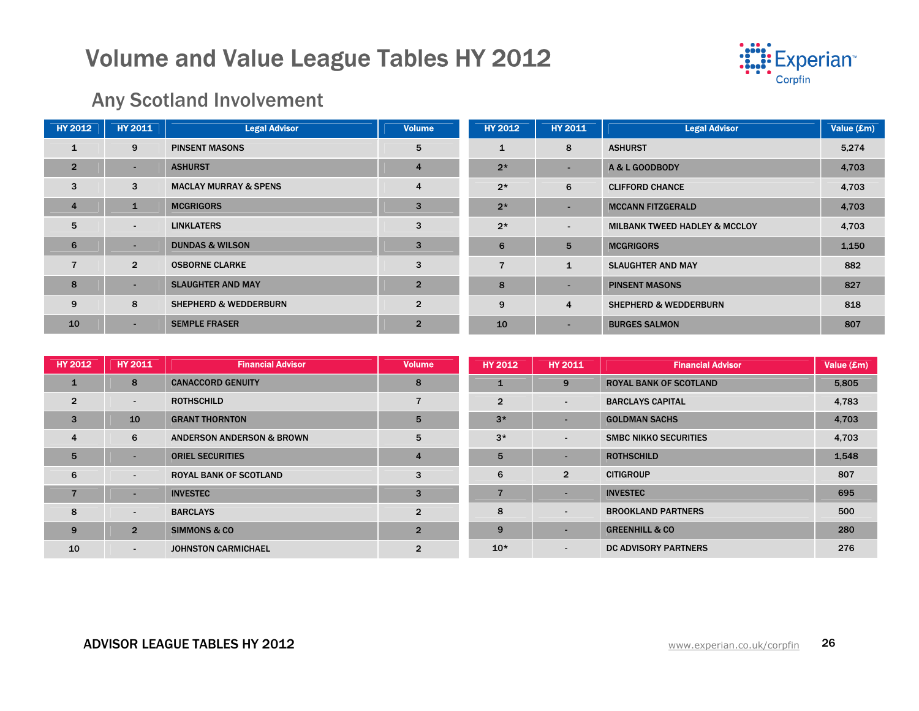# Volume and Value League Tables HY 2012

## Any Scotland Involvement

| HY 2012 | HY 2011 | Legal Advisor | Volume |
|---|---|---|---|
| 1 | 9 | PINSENT MASONS | 5 |
| 2 | - | ASHURST | 4 |
| 3 | 3 | MACLAY MURRAY & SPENS | 4 |
| 4 | 1 | MCGRIGORS | 3 |
| 5 | - | LINKLATERS | 3 |
| 6 | - | DUNDAS & WILSON | 3 |
| 7 | 2 | OSBORNE CLARKE | 3 |
| 8 | - | SLAUGHTER AND MAY | 2 |
| 9 | 8 | SHEPHERD & WEDDERBURN | 2 |
| 10 | - | SEMPLE FRASER | 2 |

| HY 2012 | HY 2011 | Legal Advisor | Value (£m) |
|---|---|---|---|
| 1 | 8 | ASHURST | 5,274 |
| 2* | - | A & L GOODBODY | 4,703 |
| 2* | 6 | CLIFFORD CHANCE | 4,703 |
| 2* | - | MCCANN FITZGERALD | 4,703 |
| 2* | - | MILBANK TWEED HADLEY & MCCLOY | 4,703 |
| 6 | 5 | MCGRIGORS | 1,150 |
| 7 | 1 | SLAUGHTER AND MAY | 882 |
| 8 | - | PINSENT MASONS | 827 |
| 9 | 4 | SHEPHERD & WEDDERBURN | 818 |
| 10 | - | BURGES SALMON | 807 |

| HY 2012 | HY 2011 | Financial Advisor | Volume |
|---|---|---|---|
| 1 | 8 | CANACCORD GENUITY | 8 |
| 2 | - | ROTHSCHILD | 7 |
| 3 | 10 | GRANT THORNTON | 5 |
| 4 | 6 | ANDERSON ANDERSON & BROWN | 5 |
| 5 | - | ORIEL SECURITIES | 4 |
| 6 | - | ROYAL BANK OF SCOTLAND | 3 |
| 7 | - | INVESTEC | 3 |
| 8 | - | BARCLAYS | 2 |
| 9 | 2 | SIMMONS & CO | 2 |
| 10 | - | JOHNSTON CARMICHAEL | 2 |

| HY 2012 | HY 2011 | Financial Advisor | Value (£m) |
|---|---|---|---|
| 1 | 9 | ROYAL BANK OF SCOTLAND | 5,805 |
| 2 | - | BARCLAYS CAPITAL | 4,783 |
| 3* | - | GOLDMAN SACHS | 4,703 |
| 3* | - | SMBC NIKKO SECURITIES | 4,703 |
| 5 | - | ROTHSCHILD | 1,548 |
| 6 | 2 | CITIGROUP | 807 |
| 7 | - | INVESTEC | 695 |
| 8 | - | BROOKLAND PARTNERS | 500 |
| 9 | - | GREENHILL & CO | 280 |
| 10* | - | DC ADVISORY PARTNERS | 276 |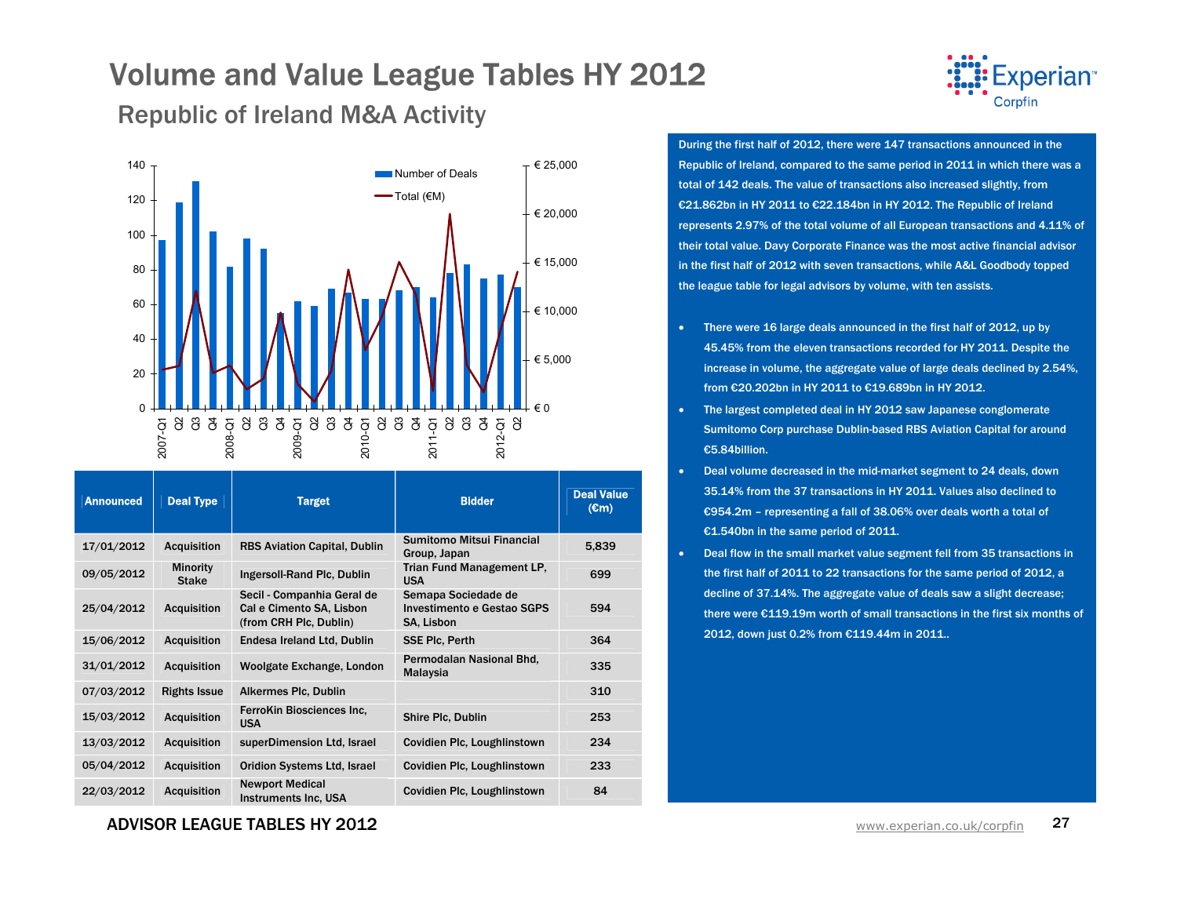# Volume and Value League Tables HY 2012

## Republic of Ireland M&A Activity

| Announced | Deal Type | Target | Bidder | Deal Value (€m) |
|---|---|---|---|---|
| 17/01/2012 | Acquisition | RBS Aviation Capital, Dublin | Sumitomo Mitsui Financial Group, Japan | 5,839 |
| 09/05/2012 | Minority Stake | Ingersoll-Rand Plc, Dublin | Trian Fund Management LP, USA | 699 |
| 25/04/2012 | Acquisition | Secil - Companhia Geral de Cal e Cimento SA, Lisbon (from CRH Plc, Dublin) | Semapa Sociedade de Investimento e Gestao SGPS SA, Lisbon | 594 |
| 15/06/2012 | Acquisition | Endesa Ireland Ltd, Dublin | SSE Plc, Perth | 364 |
| 31/01/2012 | Acquisition | Woolgate Exchange, London | Permodalan Nasional Bhd, Malaysia | 335 |
| 07/03/2012 | Rights Issue | Alkermes Plc, Dublin | | 310 |
| 15/03/2012 | Acquisition | FerroKin Biosciences Inc, USA | Shire Plc, Dublin | 253 |
| 13/03/2012 | Acquisition | superDimension Ltd, Israel | Covidien Plc, Loughlinstown | 234 |
| 05/04/2012 | Acquisition | Oridion Systems Ltd, Israel | Covidien Plc, Loughlinstown | 233 |
| 22/03/2012 | Acquisition | Newport Medical Instruments Inc, USA | Covidien Plc, Loughlinstown | 84 |

During the first half of 2012, there were 147 transactions announced in the Republic of Ireland, compared to the same period in 2011 in which there was a total of 142 deals. The value of transactions also increased slightly, from €21.862bn in HY 2011 to €22.184bn in HY 2012. The Republic of Ireland represents 2.97% of the total volume of all European transactions and 4.11% of their total value. Davy Corporate Finance was the most active financial advisor in the first half of 2012 with seven transactions, while A&L Goodbody topped the league table for legal advisors by volume, with ten assists.

- There were 16 large deals announced in the first half of 2012, up by 45.45% from the eleven transactions recorded for HY 2011. Despite the increase in volume, the aggregate value of large deals declined by 2.54%, from €20.202bn in HY 2011 to €19.689bn in HY 2012.
- The largest completed deal in HY 2012 saw Japanese conglomerate Sumitomo Corp purchase Dublin-based RBS Aviation Capital for around €5.84billion.
- Deal volume decreased in the mid-market segment to 24 deals, down 35.14% from the 37 transactions in HY 2011. Values also declined to €954.2m – representing a fall of 38.06% over deals worth a total of €1.540bn in the same period of 2011.
- Deal flow in the small market value segment fell from 35 transactions in the first half of 2011 to 22 transactions for the same period of 2012, a decline of 37.14%. The aggregate value of deals saw a slight decrease; there were €119.19m worth of small transactions in the first six months of 2012, down just 0.2% from €119.44m in 2011..

ADVISOR LEAGUE TABLES HY 2012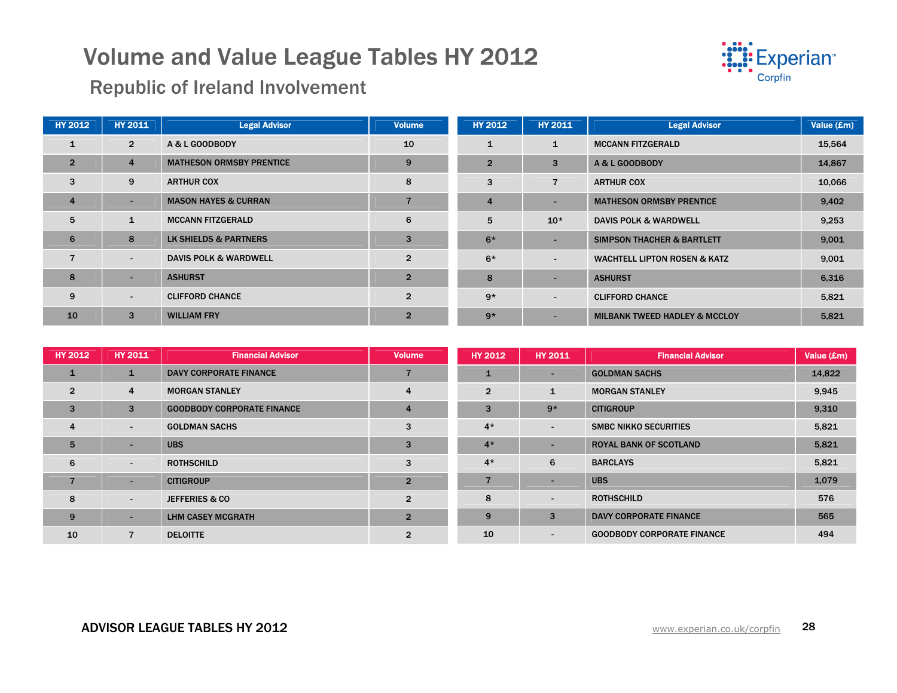# Volume and Value League Tables HY 2012

## Republic of Ireland Involvement

| HY 2012 | HY 2011 | Legal Advisor | Volume |
|---|---|---|---|
| 1 | 2 | A & L GOODBODY | 10 |
| 2 | 4 | MATHESON ORMSBY PRENTICE | 9 |
| 3 | 9 | ARTHUR COX | 8 |
| 4 | - | MASON HAYES & CURRAN | 7 |
| 5 | 1 | MCCANN FITZGERALD | 6 |
| 6 | 8 | LK SHIELDS & PARTNERS | 3 |
| 7 | - | DAVIS POLK & WARDWELL | 2 |
| 8 | - | ASHURST | 2 |
| 9 | - | CLIFFORD CHANCE | 2 |
| 10 | 3 | WILLIAM FRY | 2 |

| HY 2012 | HY 2011 | Legal Advisor | Value (£m) |
|---|---|---|---|
| 1 | 1 | MCCANN FITZGERALD | 15,564 |
| 2 | 3 | A & L GOODBODY | 14,867 |
| 3 | 7 | ARTHUR COX | 10,066 |
| 4 | - | MATHESON ORMSBY PRENTICE | 9,402 |
| 5 | 10* | DAVIS POLK & WARDWELL | 9,253 |
| 6* | - | SIMPSON THACHER & BARTLETT | 9,001 |
| 6* | - | WACHTELL LIPTON ROSEN & KATZ | 9,001 |
| 8 | - | ASHURST | 6,316 |
| 9* | - | CLIFFORD CHANCE | 5,821 |
| 9* | - | MILBANK TWEED HADLEY & MCCLOY | 5,821 |

| HY 2012 | HY 2011 | Financial Advisor | Volume |
|---|---|---|---|
| 1 | 1 | DAVY CORPORATE FINANCE | 7 |
| 2 | 4 | MORGAN STANLEY | 4 |
| 3 | 3 | GOODBODY CORPORATE FINANCE | 4 |
| 4 | - | GOLDMAN SACHS | 3 |
| 5 | - | UBS | 3 |
| 6 | - | ROTHSCHILD | 3 |
| 7 | - | CITIGROUP | 2 |
| 8 | - | JEFFERIES & CO | 2 |
| 9 | - | LHM CASEY MCGRATH | 2 |
| 10 | 7 | DELOITTE | 2 |

| HY 2012 | HY 2011 | Financial Advisor | Value (£m) |
|---|---|---|---|
| 1 | - | GOLDMAN SACHS | 14,822 |
| 2 | 1 | MORGAN STANLEY | 9,945 |
| 3 | 9* | CITIGROUP | 9,310 |
| 4* | - | SMBC NIKKO SECURITIES | 5,821 |
| 4* | - | ROYAL BANK OF SCOTLAND | 5,821 |
| 4* | 6 | BARCLAYS | 5,821 |
| 7 | - | UBS | 1,079 |
| 8 | - | ROTHSCHILD | 576 |
| 9 | 3 | DAVY CORPORATE FINANCE | 565 |
| 10 | - | GOODBODY CORPORATE FINANCE | 494 |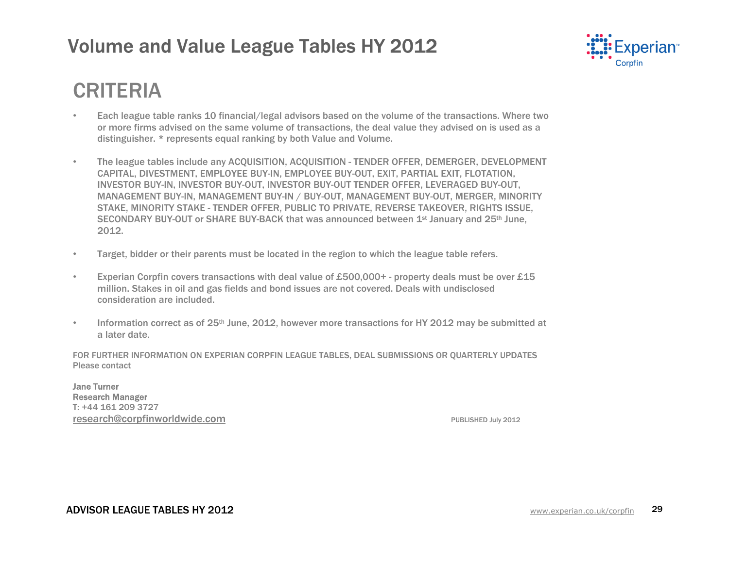# Volume and Value League Tables HY 2012

## CRITERIA

- Each league table ranks 10 financial/legal advisors based on the volume of the transactions. Where two or more firms advised on the same volume of transactions, the deal value they advised on is used as a distinguisher. * represents equal ranking by both Value and Volume.

- The league tables include any ACQUISITION, ACQUISITION - TENDER OFFER, DEMERGER, DEVELOPMENT CAPITAL, DIVESTMENT, EMPLOYEE BUY-IN, EMPLOYEE BUY-OUT, EXIT, PARTIAL EXIT, FLOTATION, INVESTOR BUY-IN, INVESTOR BUY-OUT, INVESTOR BUY-OUT TENDER OFFER, LEVERAGED BUY-OUT, MANAGEMENT BUY-IN, MANAGEMENT BUY-IN / BUY-OUT, MANAGEMENT BUY-OUT, MERGER, MINORITY STAKE, MINORITY STAKE - TENDER OFFER, PUBLIC TO PRIVATE, REVERSE TAKEOVER, RIGHTS ISSUE, SECONDARY BUY-OUT or SHARE BUY-BACK that was announced between 1st January and 25th June, 2012.

- Target, bidder or their parents must be located in the region to which the league table refers.

- Experian Corpfin covers transactions with deal value of £500,000+ - property deals must be over £15 million. Stakes in oil and gas fields and bond issues are not covered. Deals with undisclosed consideration are included.

- Information correct as of 25th June, 2012, however more transactions for HY 2012 may be submitted at a later date.

FOR FURTHER INFORMATION ON EXPERIAN CORPFIN LEAGUE TABLES, DEAL SUBMISSIONS OR QUARTERLY UPDATES
Please contact

**Jane Turner**
**Research Manager**
T: +44 161 209 3727
research@corpfinworldwide.com

PUBLISHED July 2012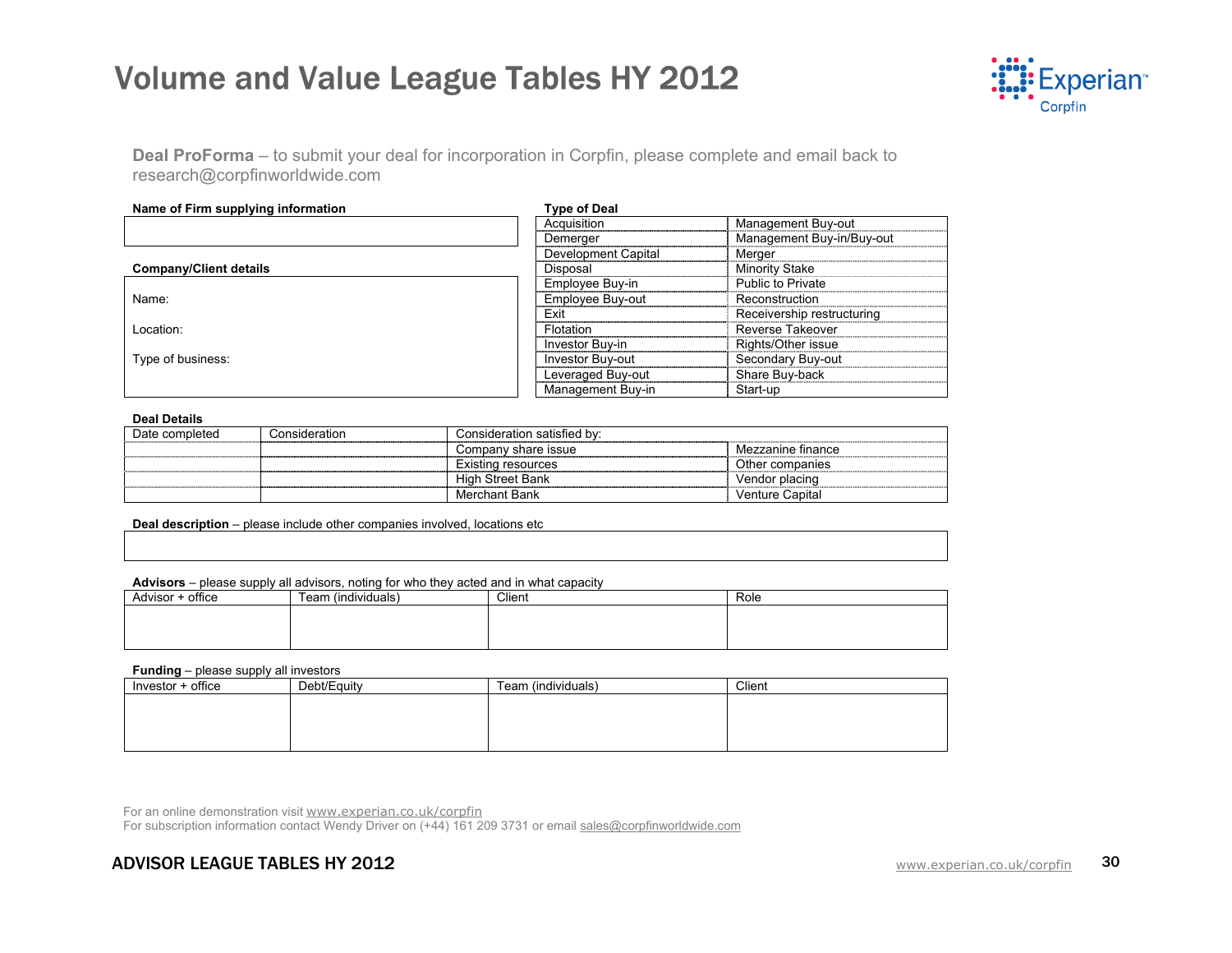# Volume and Value League Tables HY 2012

**Deal ProForma** – to submit your deal for incorporation in Corpfin, please complete and email back to research@corpfinworldwide.com

**Name of Firm supplying information**

| |
|---|
| |

**Company/Client details**

| |
|---|
| Name: |
| Location: |
| Type of business: |

**Type of Deal**

| | |
|---|---|
| Acquisition | Management Buy-out |
| Demerger | Management Buy-in/Buy-out |
| Development Capital | Merger |
| Disposal | Minority Stake |
| Employee Buy-in | Public to Private |
| Employee Buy-out | Reconstruction |
| Exit | Receivership restructuring |
| Flotation | Reverse Takeover |
| Investor Buy-in | Rights/Other issue |
| Investor Buy-out | Secondary Buy-out |
| Leveraged Buy-out | Share Buy-back |
| Management Buy-in | Start-up |

**Deal Details**

| Date completed | Consideration | Consideration satisfied by: | |
|---|---|---|---|
| | | Company share issue | Mezzanine finance |
| | | Existing resources | Other companies |
| | | High Street Bank | Vendor placing |
| | | Merchant Bank | Venture Capital |

**Deal description** – please include other companies involved, locations etc

| |
|---|
| |

**Advisors** – please supply all advisors, noting for who they acted and in what capacity

| Advisor + office | Team (individuals) | Client | Role |
|---|---|---|---|
| | | | |

**Funding** – please supply all investors

| Investor + office | Debt/Equity | Team (individuals) | Client |
|---|---|---|---|
| | | | |

For an online demonstration visit www.experian.co.uk/corpfin
For subscription information contact Wendy Driver on (+44) 161 209 3731 or email sales@corpfinworldwide.com